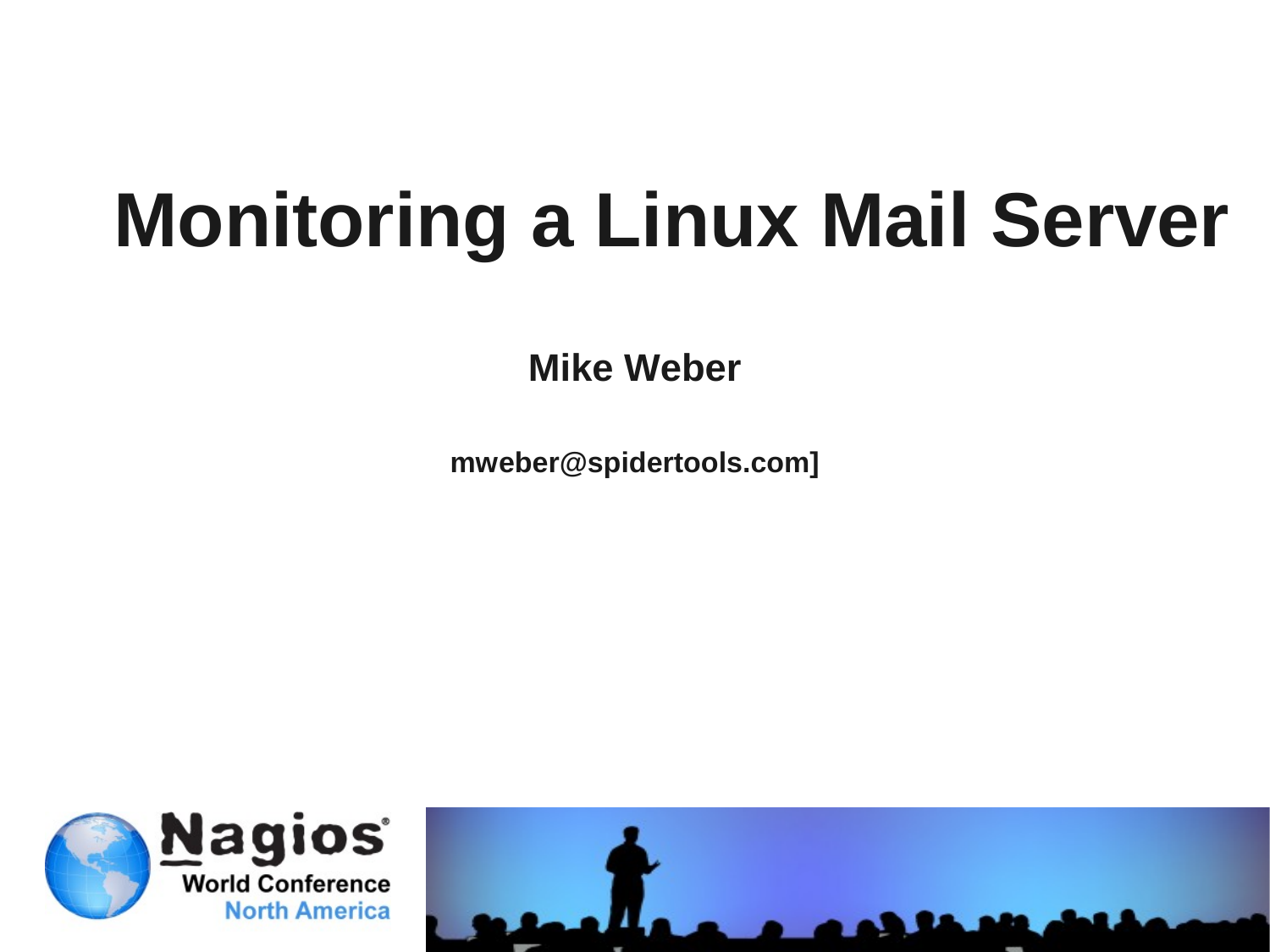# Monitoring a Linux Mail Server

**Mike Weber**

**mweber@spidertools.com]**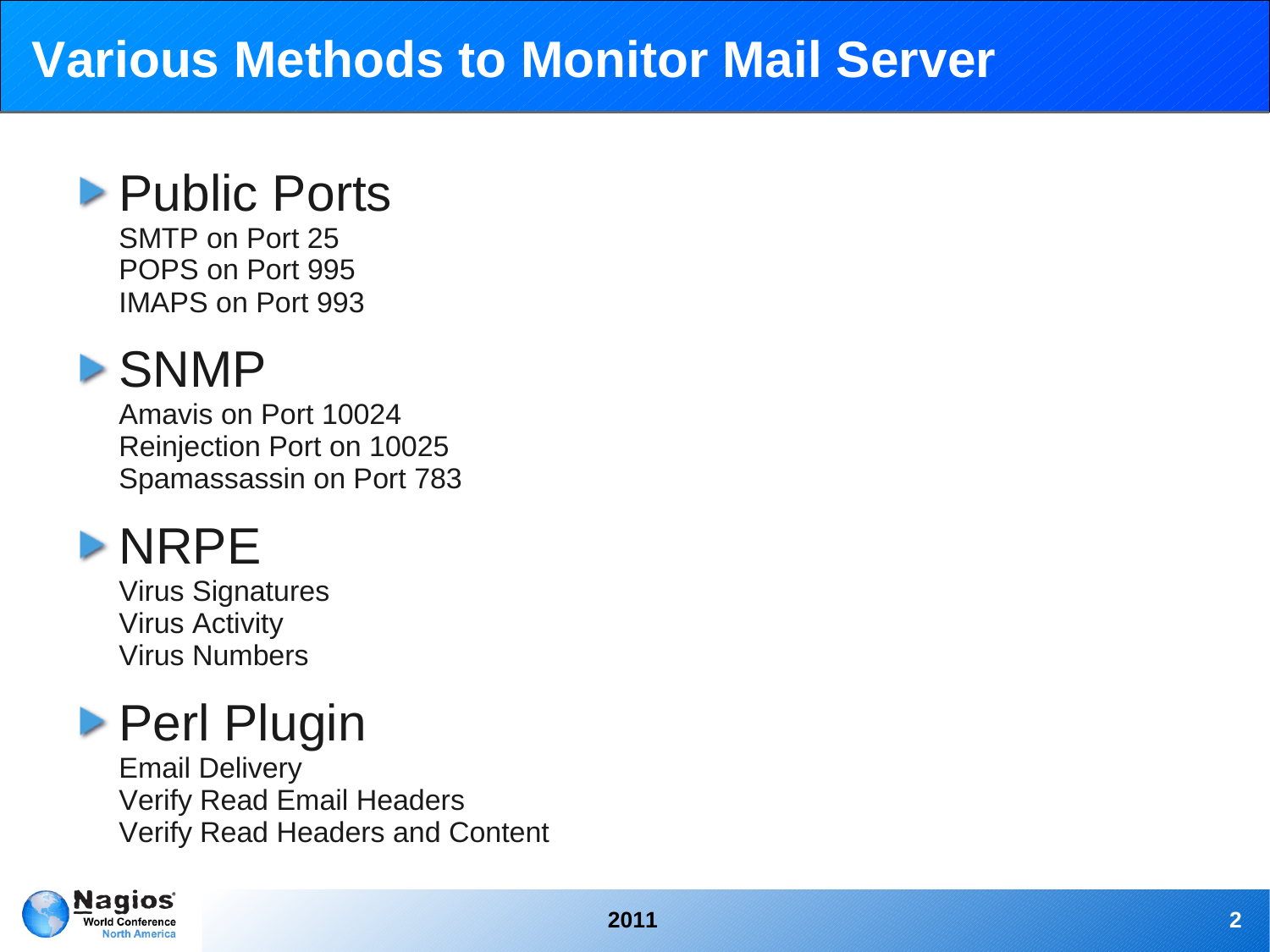# Various Methods to Monitor Mail Server

## Public Ports

SMTP on Port 25
POPS on Port 995
IMAPS on Port 993

## SNMP

Amavis on Port 10024
Reinjection Port on 10025
Spamassassin on Port 783

## NRPE

Virus Signatures
Virus Activity
Virus Numbers

## Perl Plugin

Email Delivery
Verify Read Email Headers
Verify Read Headers and Content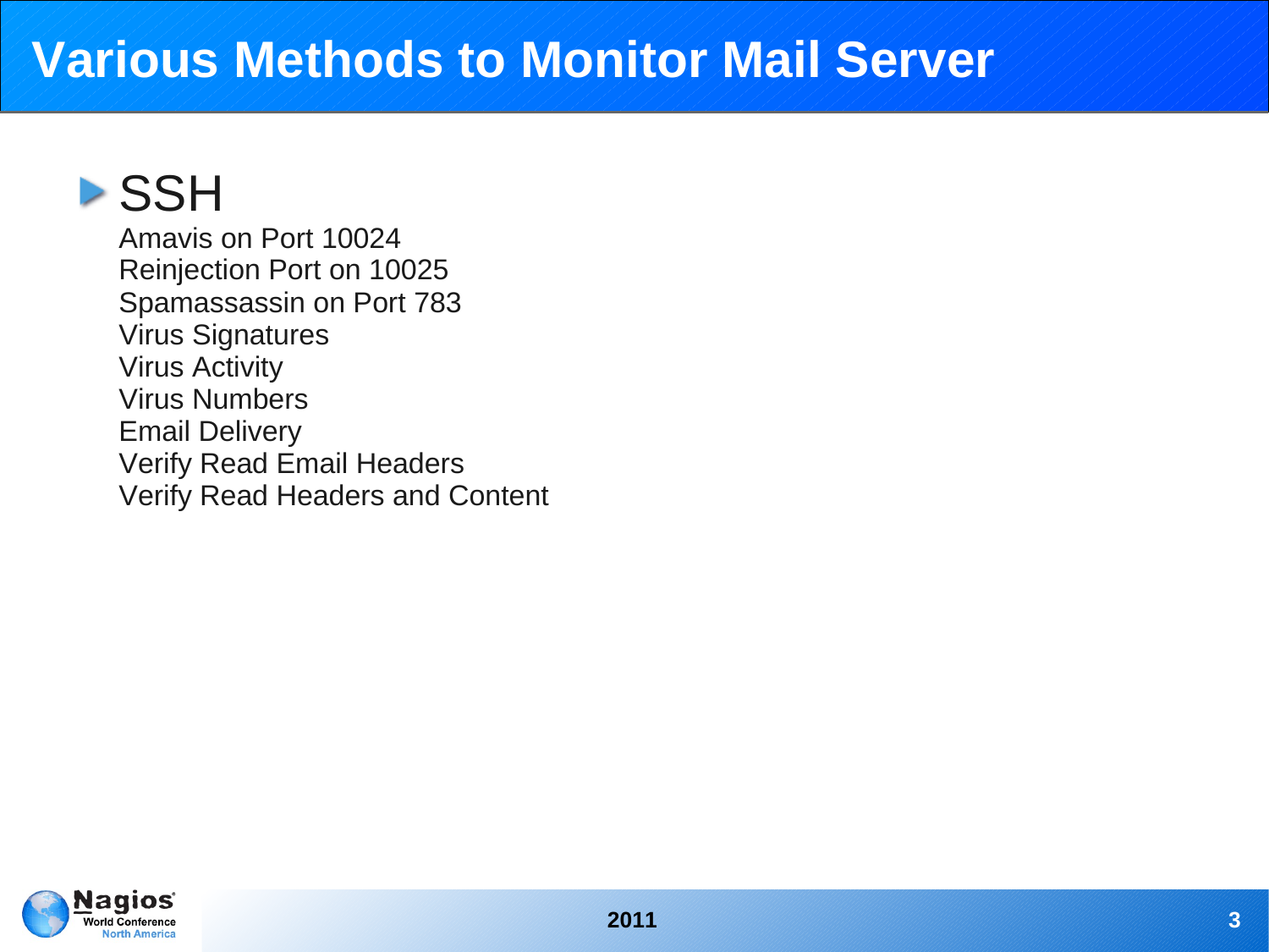# Various Methods to Monitor Mail Server

- SSH

  Amavis on Port 10024
  Reinjection Port on 10025
  Spamassassin on Port 783
  Virus Signatures
  Virus Activity
  Virus Numbers
  Email Delivery
  Verify Read Email Headers
  Verify Read Headers and Content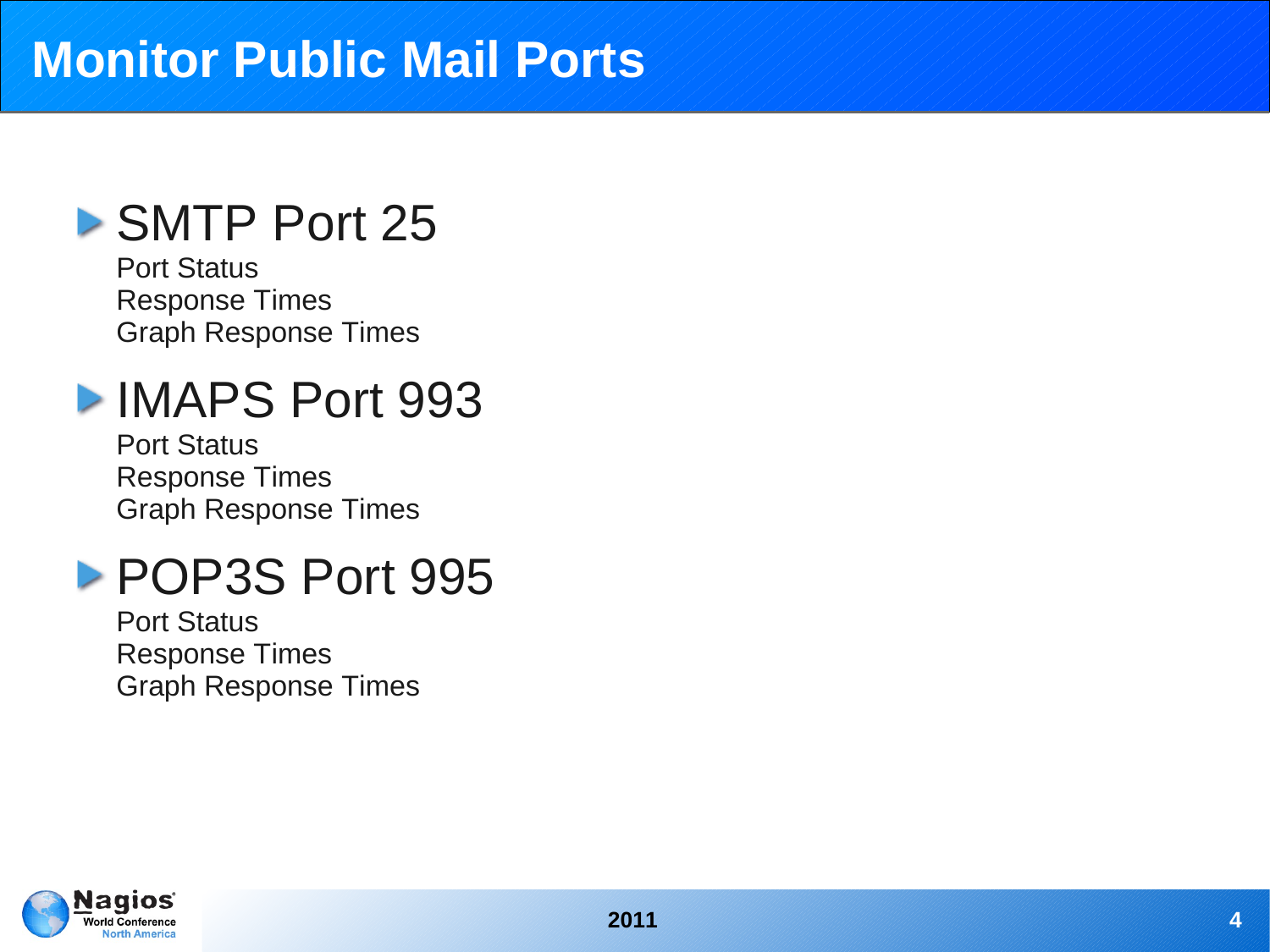# Monitor Public Mail Ports

- SMTP Port 25
  - Port Status
  - Response Times
  - Graph Response Times
- IMAPS Port 993
  - Port Status
  - Response Times
  - Graph Response Times
- POP3S Port 995
  - Port Status
  - Response Times
  - Graph Response Times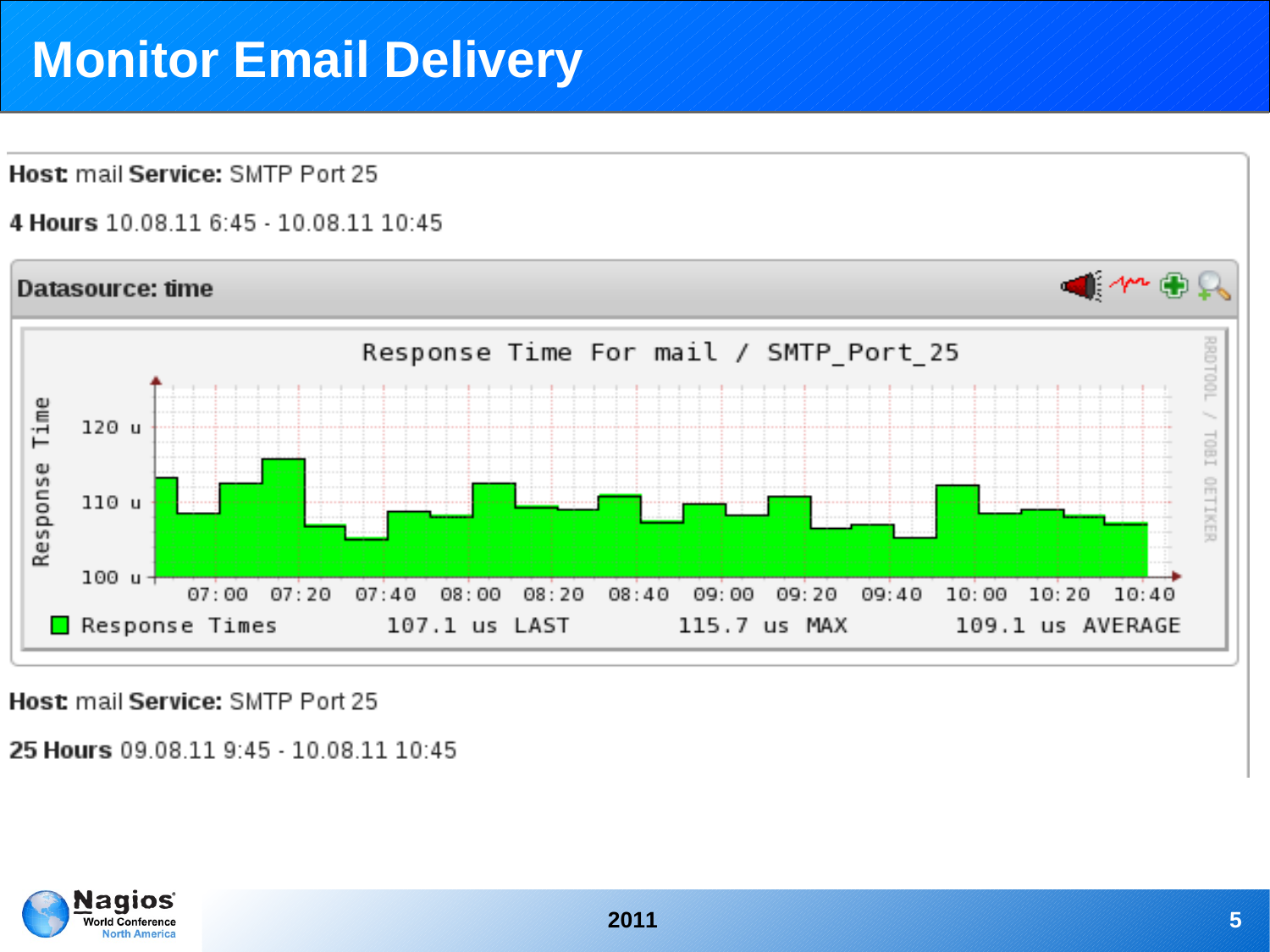# Monitor Email Delivery

**Host:** mail **Service:** SMTP Port 25

**4 Hours** 10.08.11 6:45 - 10.08.11 10:45

**Datasource: time**

Response Time For mail / SMTP_Port_25

Response Times 107.1 us LAST 115.7 us MAX 109.1 us AVERAGE

**Host:** mail **Service:** SMTP Port 25

**25 Hours** 09.08.11 9:45 - 10.08.11 10:45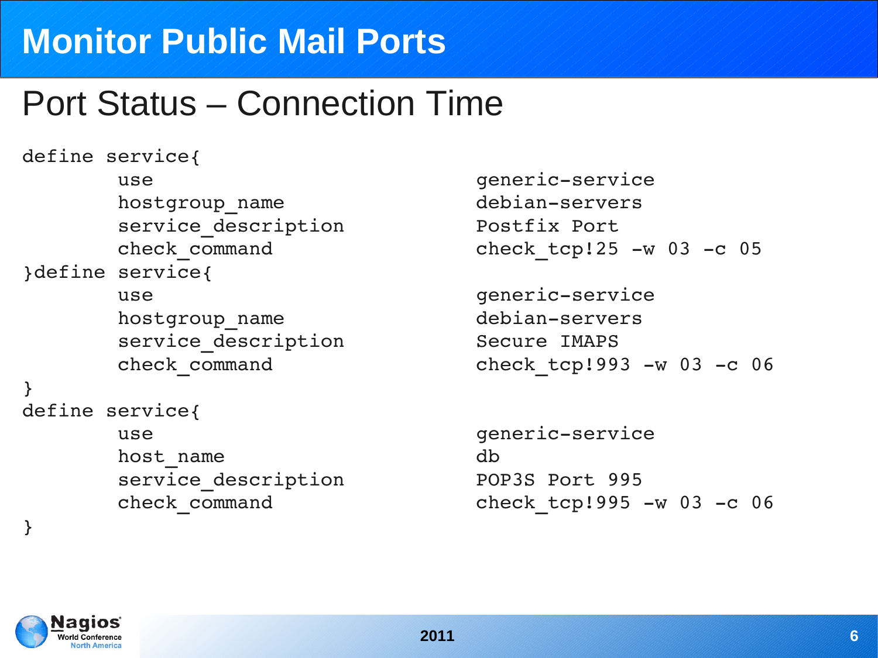# Monitor Public Mail Ports

## Port Status – Connection Time

```
define service{
        use                         generic-service
        hostgroup_name              debian-servers
        service_description         Postfix Port
        check_command               check_tcp!25 -w 03 -c 05
}define service{
        use                         generic-service
        hostgroup_name              debian-servers
        service_description         Secure IMAPS
        check_command               check_tcp!993 -w 03 -c 06
}
define service{
        use                         generic-service
        host_name                   db
        service_description         POP3S Port 995
        check_command               check_tcp!995 -w 03 -c 06
}
```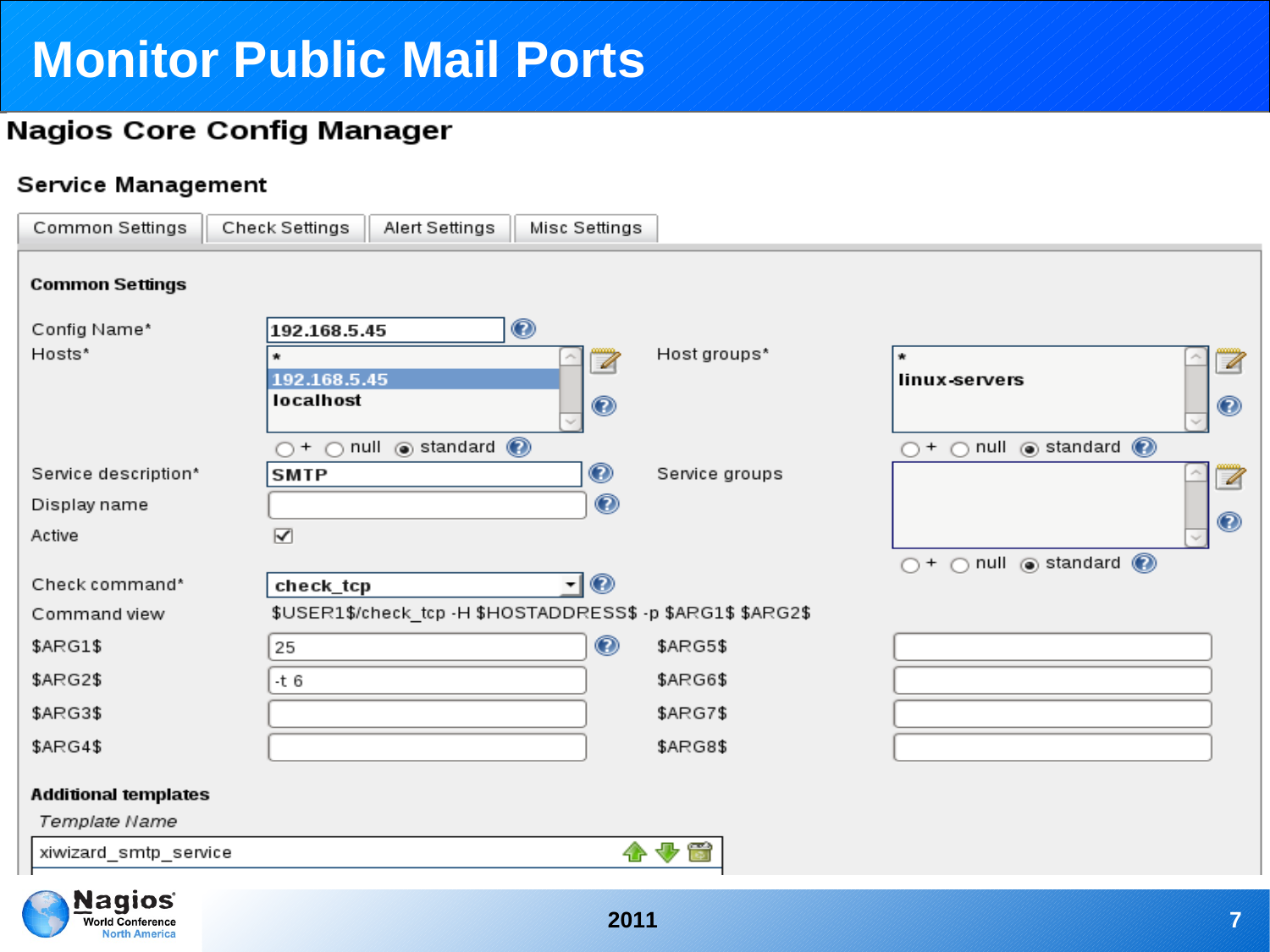# Monitor Public Mail Ports

## Nagios Core Config Manager

### Service Management

Common Settings | Check Settings | Alert Settings | Misc Settings

**Common Settings**

| Field | Value | Field | Value |
|---|---|---|---|
| Config Name* | 192.168.5.45 | | |
| Hosts* | *, 192.168.5.45, localhost (○ + ○ null ◉ standard) | Host groups* | *, linux-servers (○ + ○ null ◉ standard) |
| Service description* | SMTP | Service groups | (○ + ○ null ◉ standard) |
| Display name | | | |
| Active | ☑ | | |
| Check command* | check_tcp | | |
| Command view | $USER1$/check_tcp -H $HOSTADDRESS$ -p $ARG1$ $ARG2$ | | |
| $ARG1$ | 25 | $ARG5$ | |
| $ARG2$ | -t 6 | $ARG6$ | |
| $ARG3$ | | $ARG7$ | |
| $ARG4$ | | $ARG8$ | |

**Additional templates**

*Template Name*

xiwizard_smtp_service

2011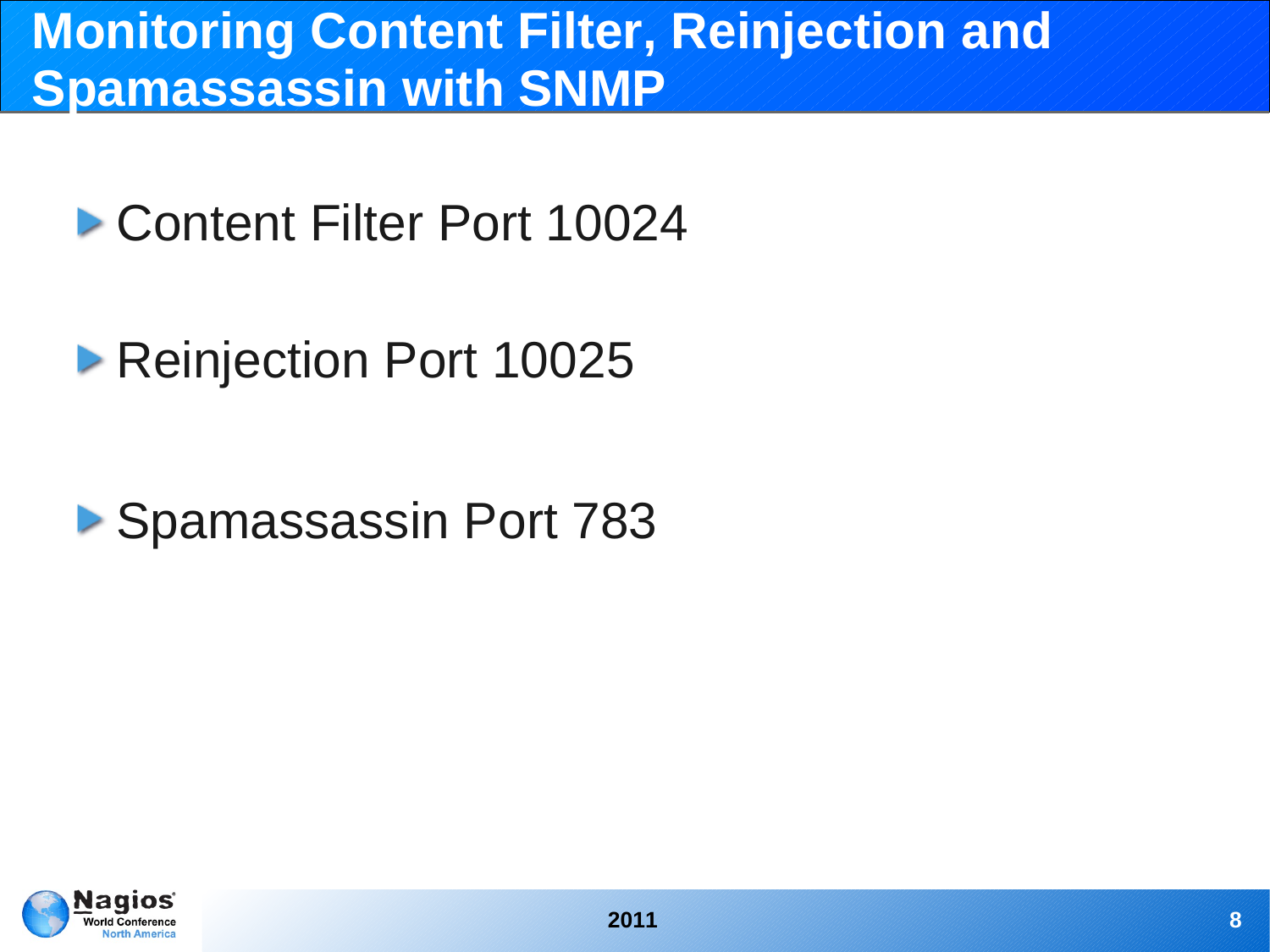# Monitoring Content Filter, Reinjection and Spamassassin with SNMP

- Content Filter Port 10024
- Reinjection Port 10025
- Spamassassin Port 783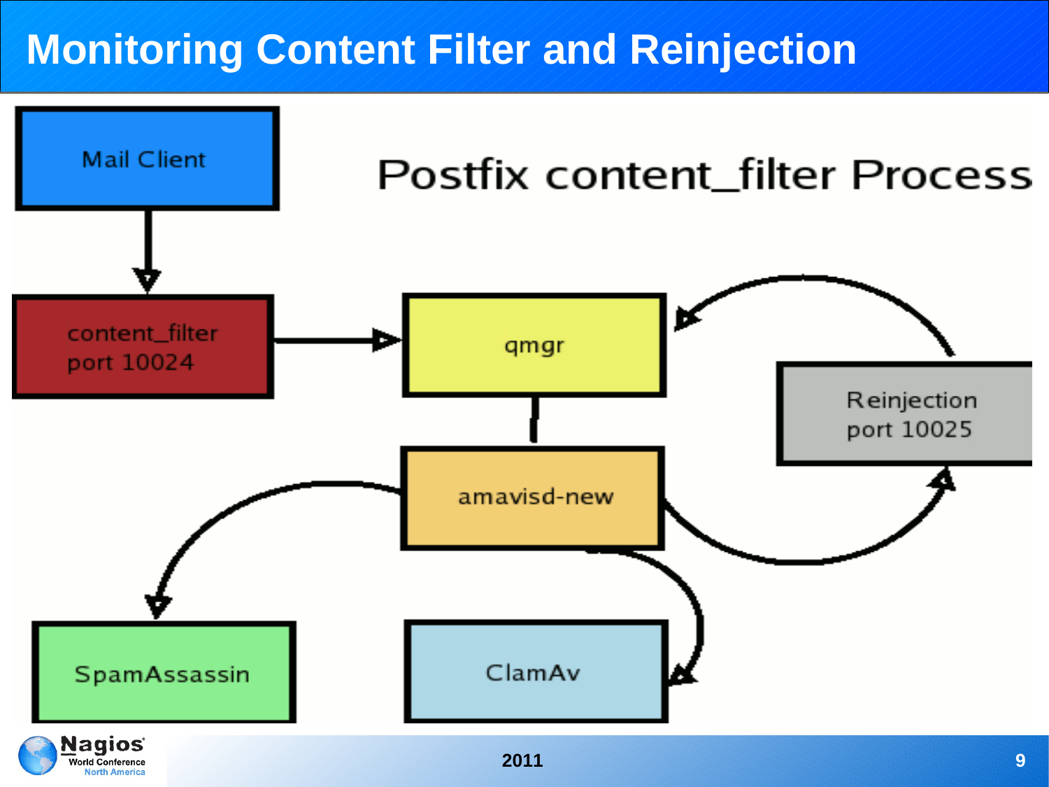# Monitoring Content Filter and Reinjection

Postfix content_filter Process

Mail Client

content_filter
port 10024

qmgr

Reinjection
port 10025

amavisd-new

SpamAssassin

ClamAv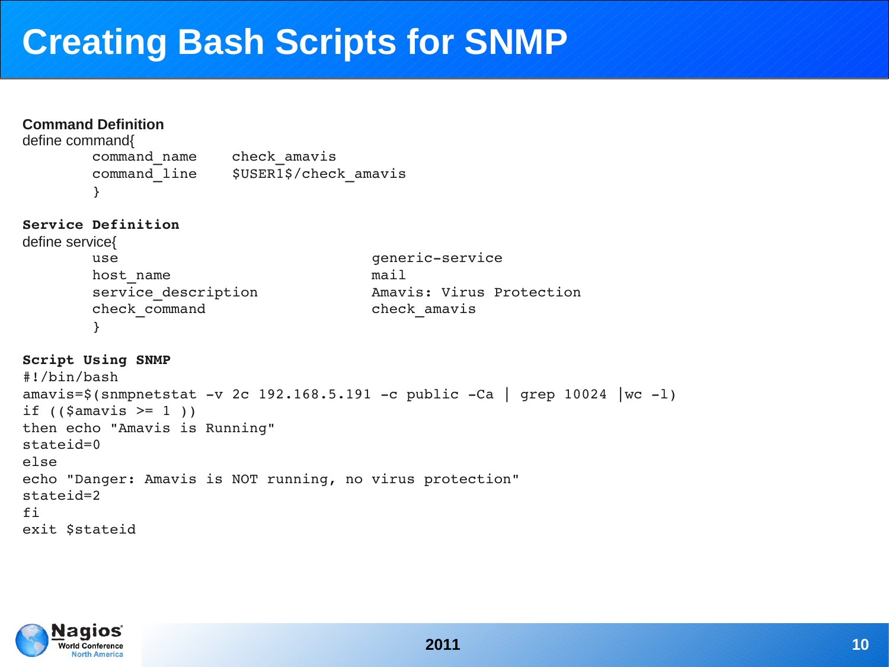# Creating Bash Scripts for SNMP

**Command Definition**

```
define command{
        command_name    check_amavis
        command_line    $USER1$/check_amavis
        }
```

**Service Definition**

```
define service{
        use                             generic-service
        host_name                       mail
        service_description             Amavis: Virus Protection
        check_command                   check_amavis
        }
```

**Script Using SNMP**

```
#!/bin/bash
amavis=$(snmpnetstat -v 2c 192.168.5.191 -c public -Ca | grep 10024 |wc -l)
if (($amavis >= 1 ))
then echo "Amavis is Running"
stateid=0
else
echo "Danger: Amavis is NOT running, no virus protection"
stateid=2
fi
exit $stateid
```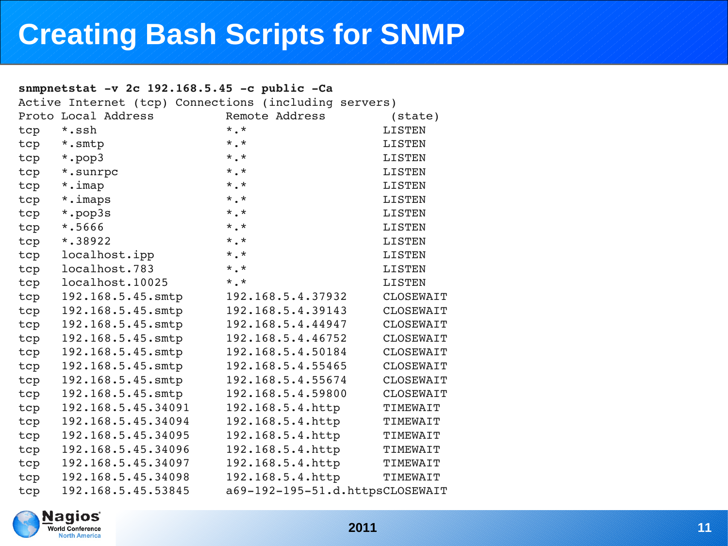# Creating Bash Scripts for SNMP

```
snmpnetstat -v 2c 192.168.5.45 -c public -Ca
Active Internet (tcp) Connections (including servers)
Proto Local Address          Remote Address          (state)
tcp   *.ssh                  *.*                    LISTEN
tcp   *.smtp                 *.*                    LISTEN
tcp   *.pop3                 *.*                    LISTEN
tcp   *.sunrpc               *.*                    LISTEN
tcp   *.imap                 *.*                    LISTEN
tcp   *.imaps                *.*                    LISTEN
tcp   *.pop3s                *.*                    LISTEN
tcp   *.5666                 *.*                    LISTEN
tcp   *.38922                *.*                    LISTEN
tcp   localhost.ipp          *.*                    LISTEN
tcp   localhost.783          *.*                    LISTEN
tcp   localhost.10025        *.*                    LISTEN
tcp   192.168.5.45.smtp      192.168.5.4.37932      CLOSEWAIT
tcp   192.168.5.45.smtp      192.168.5.4.39143      CLOSEWAIT
tcp   192.168.5.45.smtp      192.168.5.4.44947      CLOSEWAIT
tcp   192.168.5.45.smtp      192.168.5.4.46752      CLOSEWAIT
tcp   192.168.5.45.smtp      192.168.5.4.50184      CLOSEWAIT
tcp   192.168.5.45.smtp      192.168.5.4.55465      CLOSEWAIT
tcp   192.168.5.45.smtp      192.168.5.4.55674      CLOSEWAIT
tcp   192.168.5.45.smtp      192.168.5.4.59800      CLOSEWAIT
tcp   192.168.5.45.34091     192.168.5.4.http       TIMEWAIT
tcp   192.168.5.45.34094     192.168.5.4.http       TIMEWAIT
tcp   192.168.5.45.34095     192.168.5.4.http       TIMEWAIT
tcp   192.168.5.45.34096     192.168.5.4.http       TIMEWAIT
tcp   192.168.5.45.34097     192.168.5.4.http       TIMEWAIT
tcp   192.168.5.45.34098     192.168.5.4.http       TIMEWAIT
tcp   192.168.5.45.53845     a69-192-195-51.d.httpsCLOSEWAIT
```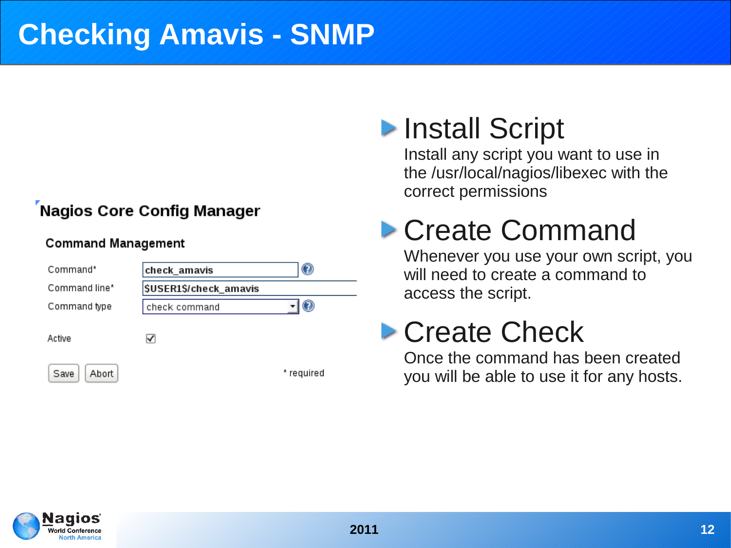# Checking Amavis - SNMP

**Nagios Core Config Manager**

**Command Management**

| | |
|---|---|
| Command* | check_amavis |
| Command line* | $USER1$/check_amavis |
| Command type | check command |
| Active | ☑ |

Save Abort * required

## Install Script

Install any script you want to use in the /usr/local/nagios/libexec with the correct permissions

## Create Command

Whenever you use your own script, you will need to create a command to access the script.

## Create Check

Once the command has been created you will be able to use it for any hosts.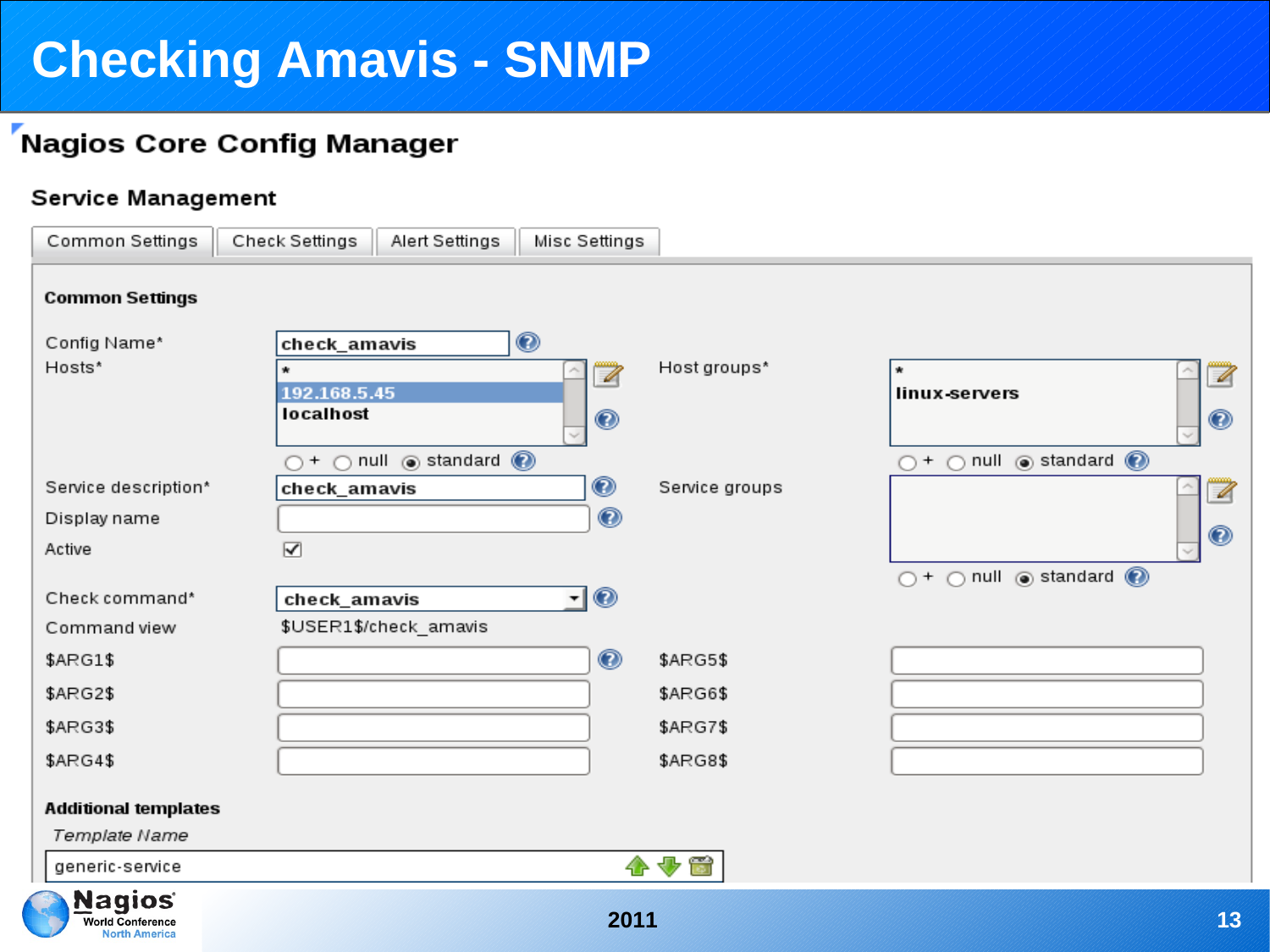# Checking Amavis - SNMP

## Nagios Core Config Manager

### Service Management

Common Settings | Check Settings | Alert Settings | Misc Settings

**Common Settings**

| Field | Value | Field | Value |
|---|---|---|---|
| Config Name* | check_amavis | Host groups* | *, linux-servers |
| Hosts* | *, 192.168.5.45, localhost | | |
| | ○ + ○ null ◉ standard | | ○ + ○ null ◉ standard |
| Service description* | check_amavis | Service groups | |
| Display name | | | ○ + ○ null ◉ standard |
| Active | ☑ | | |
| Check command* | check_amavis | | |
| Command view | $USER1$/check_amavis | | |
| $ARG1$ | | $ARG5$ | |
| $ARG2$ | | $ARG6$ | |
| $ARG3$ | | $ARG7$ | |
| $ARG4$ | | $ARG8$ | |

**Additional templates**

*Template Name*

generic-service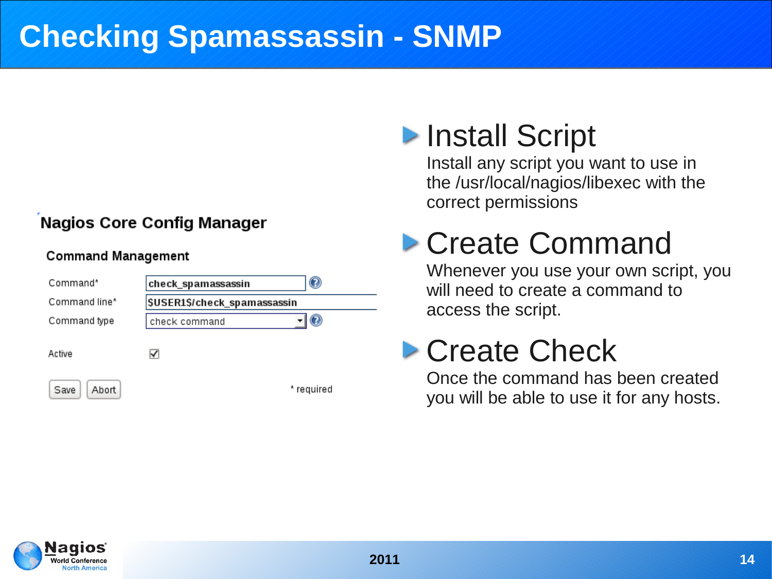# Checking Spamassassin - SNMP

**Nagios Core Config Manager**

**Command Management**

| | |
|---|---|
| Command* | check_spamassassin |
| Command line* | $USER1$/check_spamassassin |
| Command type | check command |
| Active | ☑ |

Save  Abort  * required

## Install Script

Install any script you want to use in the /usr/local/nagios/libexec with the correct permissions

## Create Command

Whenever you use your own script, you will need to create a command to access the script.

## Create Check

Once the command has been created you will be able to use it for any hosts.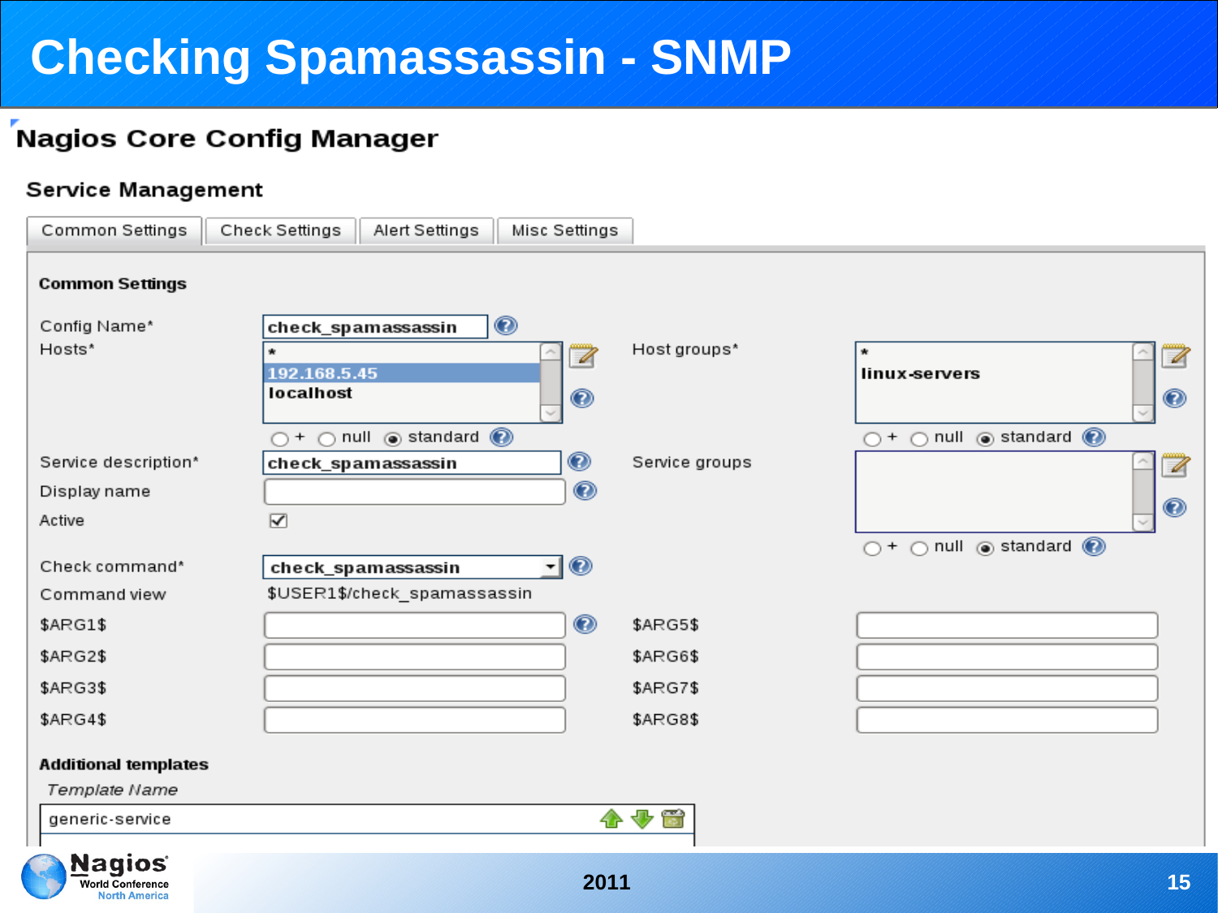# Checking Spamassassin - SNMP

## Nagios Core Config Manager

### Service Management

Common Settings | Check Settings | Alert Settings | Misc Settings

**Common Settings**

| Field | Value |
| --- | --- |
| Config Name* | check_spamassassin |
| Hosts* | *, 192.168.5.45, localhost |
| | + null standard |
| Host groups* | *, linux-servers |
| | + null standard |
| Service description* | check_spamassassin |
| Display name | |
| Active | ☑ |
| Service groups | |
| | + null standard |
| Check command* | check_spamassassin |
| Command view | $USER1$/check_spamassassin |
| $ARG1$ | |
| $ARG2$ | |
| $ARG3$ | |
| $ARG4$ | |
| $ARG5$ | |
| $ARG6$ | |
| $ARG7$ | |
| $ARG8$ | |

**Additional templates**

*Template Name*

generic-service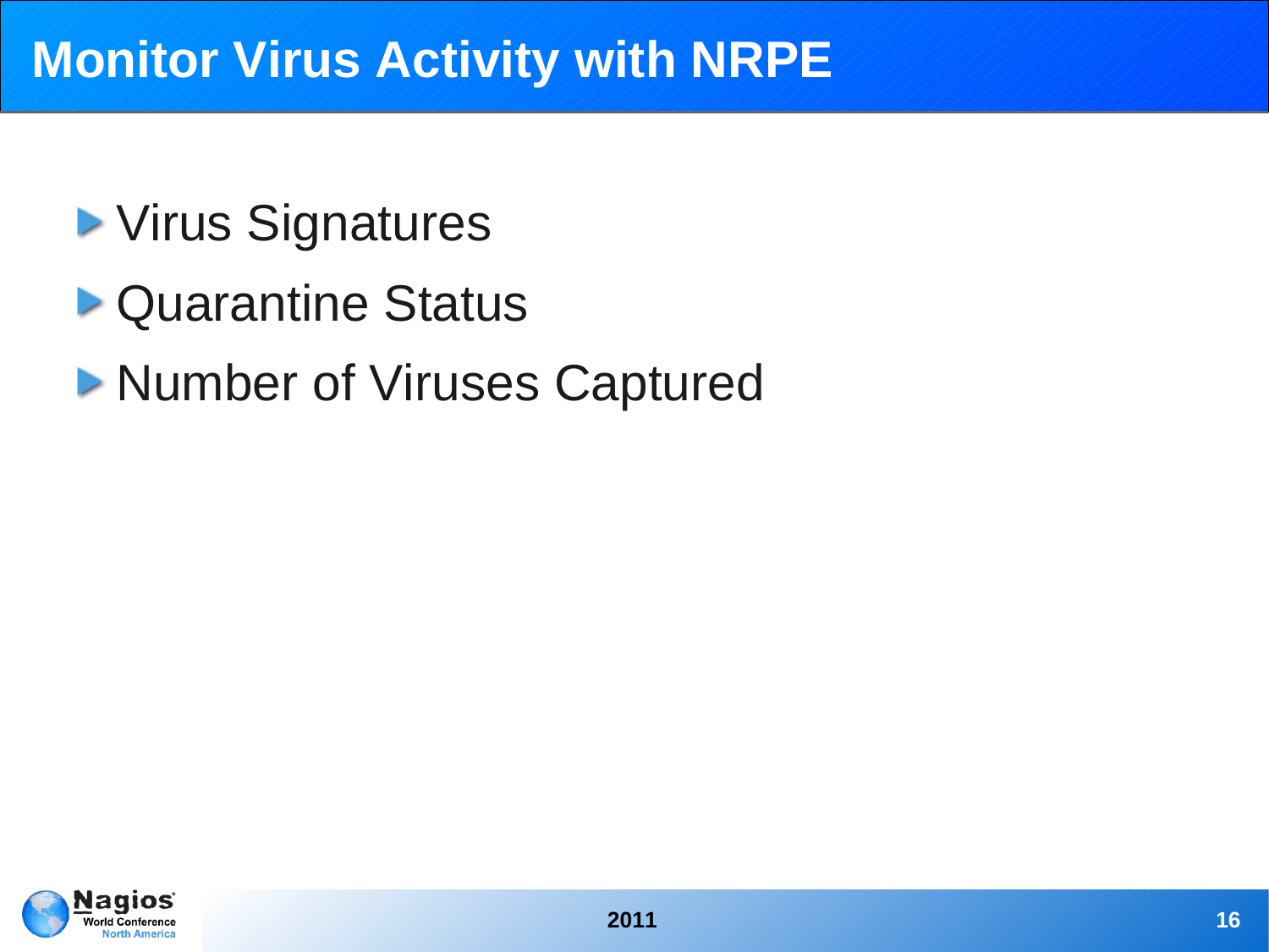# Monitor Virus Activity with NRPE

- Virus Signatures
- Quarantine Status
- Number of Viruses Captured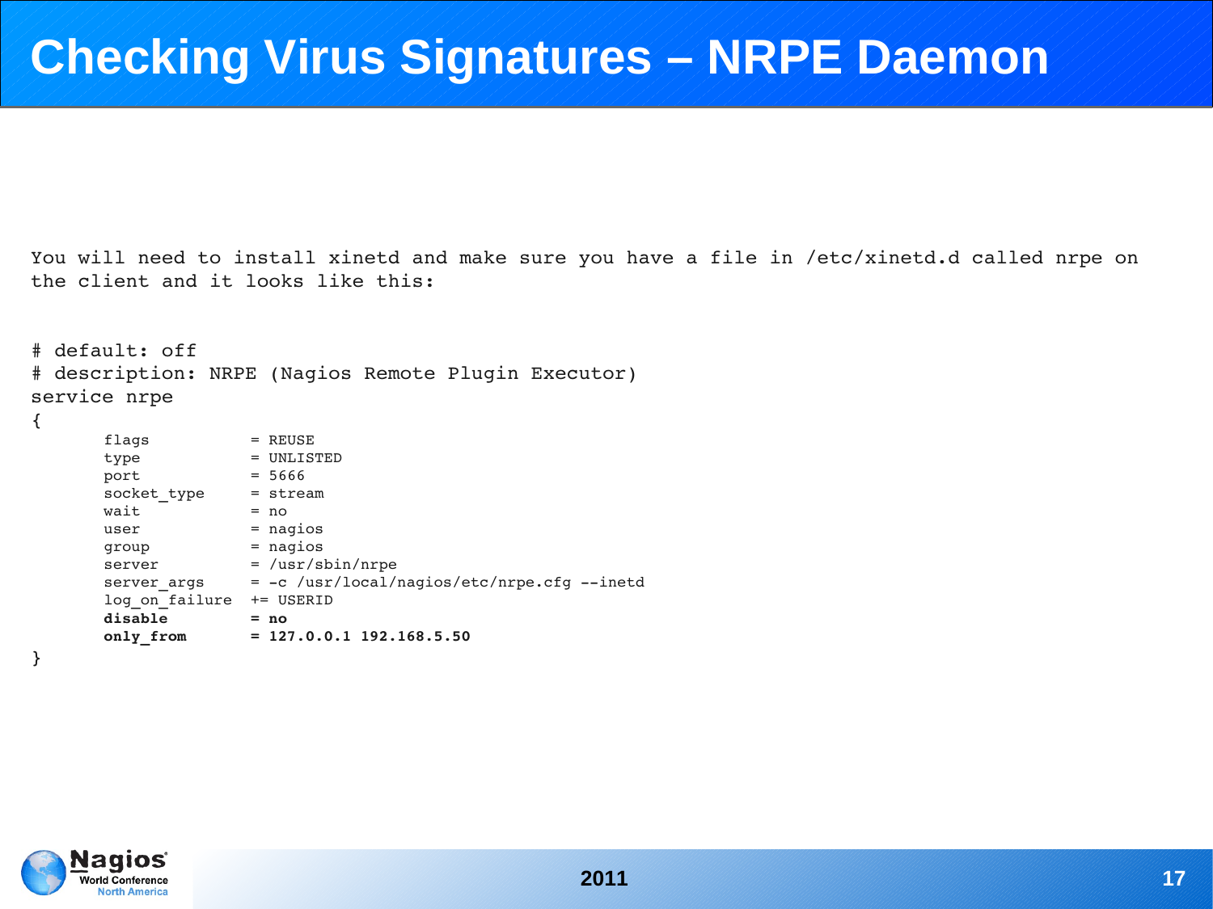# Checking Virus Signatures – NRPE Daemon

You will need to install xinetd and make sure you have a file in /etc/xinetd.d called nrpe on the client and it looks like this:

```
# default: off
# description: NRPE (Nagios Remote Plugin Executor)
service nrpe
{
        flags           = REUSE
        type            = UNLISTED
        port            = 5666
        socket_type     = stream
        wait            = no
        user            = nagios
        group           = nagios
        server          = /usr/sbin/nrpe
        server_args     = -c /usr/local/nagios/etc/nrpe.cfg --inetd
        log_on_failure  += USERID
        disable         = no
        only_from       = 127.0.0.1 192.168.5.50
}
```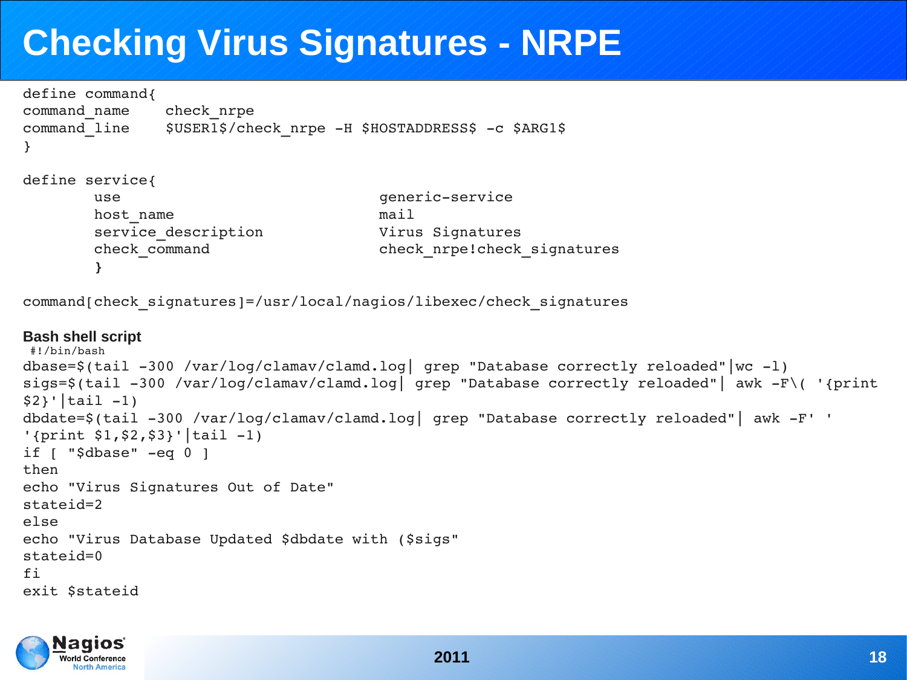# Checking Virus Signatures - NRPE

```
define command{
command_name    check_nrpe
command_line    $USER1$/check_nrpe -H $HOSTADDRESS$ -c $ARG1$
}

define service{
        use                             generic-service
        host_name                       mail
        service_description             Virus Signatures
        check_command                   check_nrpe!check_signatures
        }

command[check_signatures]=/usr/local/nagios/libexec/check_signatures
```

**Bash shell script**

```
#!/bin/bash
dbase=$(tail -300 /var/log/clamav/clamd.log| grep "Database correctly reloaded"|wc -l)
sigs=$(tail -300 /var/log/clamav/clamd.log| grep "Database correctly reloaded"| awk -F\( '{print
$2}'|tail -1)
dbdate=$(tail -300 /var/log/clamav/clamd.log| grep "Database correctly reloaded"| awk -F' '
'{print $1,$2,$3}'|tail -1)
if [ "$dbase" -eq 0 ]
then
echo "Virus Signatures Out of Date"
stateid=2
else
echo "Virus Database Updated $dbdate with ($sigs"
stateid=0
fi
exit $stateid
```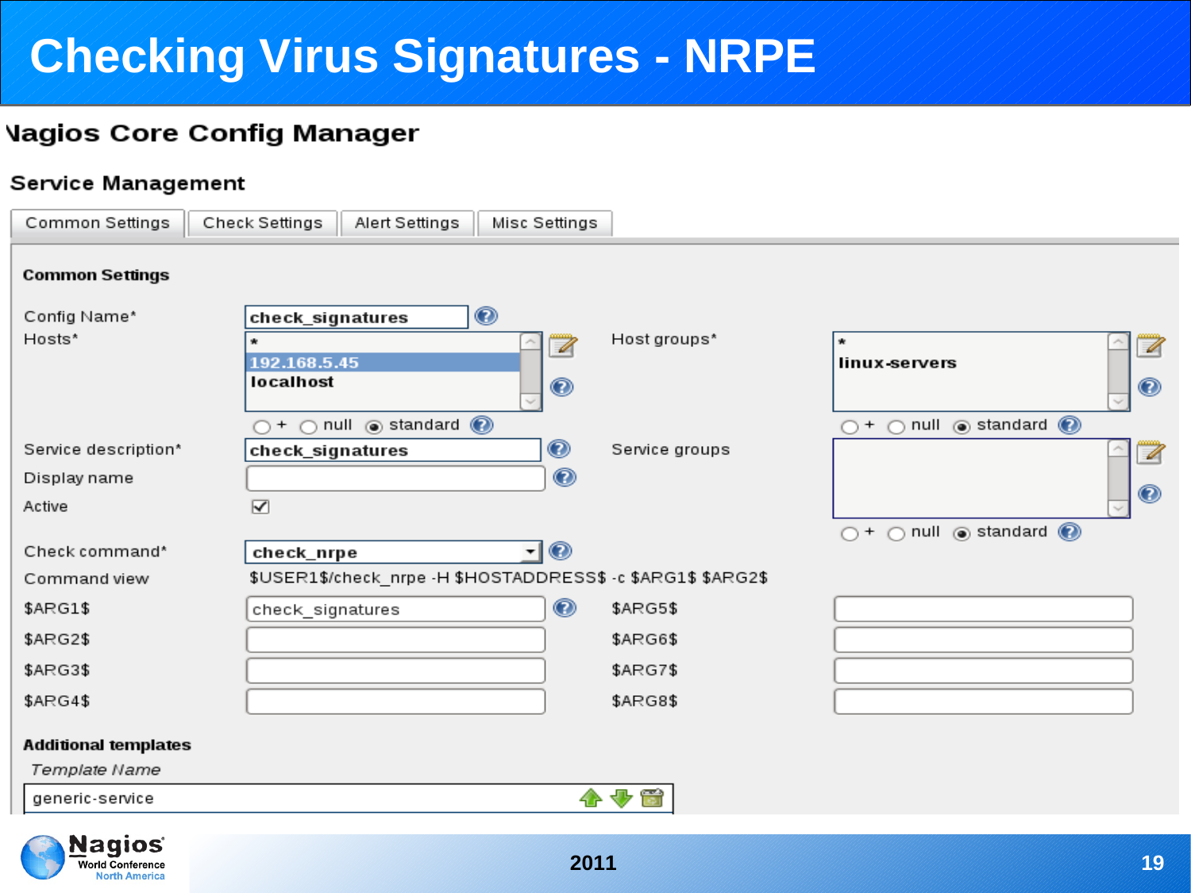# Checking Virus Signatures - NRPE

## Nagios Core Config Manager

### Service Management

Common Settings | Check Settings | Alert Settings | Misc Settings

**Common Settings**

| Field | Value | Field | Value |
|---|---|---|---|
| Config Name* | check_signatures | | |
| Hosts* | * / 192.168.5.45 / localhost (○ + ○ null ◉ standard) | Host groups* | * / linux-servers (○ + ○ null ◉ standard) |
| Service description* | check_signatures | Service groups | (○ + ○ null ◉ standard) |
| Display name | | | |
| Active | ☑ | | |
| Check command* | check_nrpe | | |
| Command view | $USER1$/check_nrpe -H $HOSTADDRESS$ -c $ARG1$ $ARG2$ | | |
| $ARG1$ | check_signatures | $ARG5$ | |
| $ARG2$ | | $ARG6$ | |
| $ARG3$ | | $ARG7$ | |
| $ARG4$ | | $ARG8$ | |

**Additional templates**

*Template Name*

generic-service

2011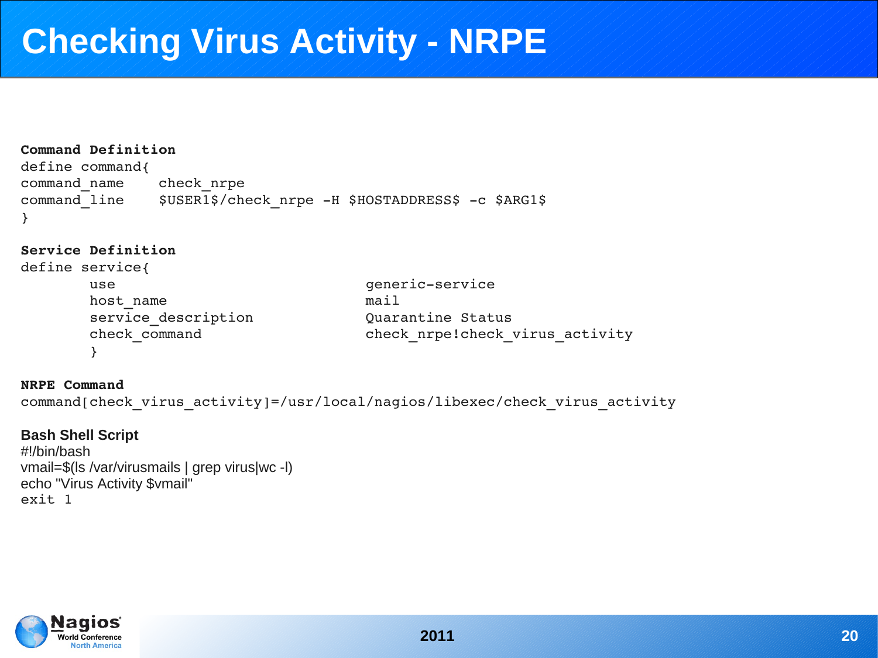# Checking Virus Activity - NRPE

**Command Definition**

```
define command{
command_name    check_nrpe
command_line    $USER1$/check_nrpe -H $HOSTADDRESS$ -c $ARG1$
}
```

**Service Definition**

```
define service{
        use                             generic-service
        host_name                       mail
        service_description             Quarantine Status
        check_command                   check_nrpe!check_virus_activity
        }
```

**NRPE Command**

```
command[check_virus_activity]=/usr/local/nagios/libexec/check_virus_activity
```

**Bash Shell Script**

```
#!/bin/bash
vmail=$(ls /var/virusmails | grep virus|wc -l)
echo "Virus Activity $vmail"
exit 1
```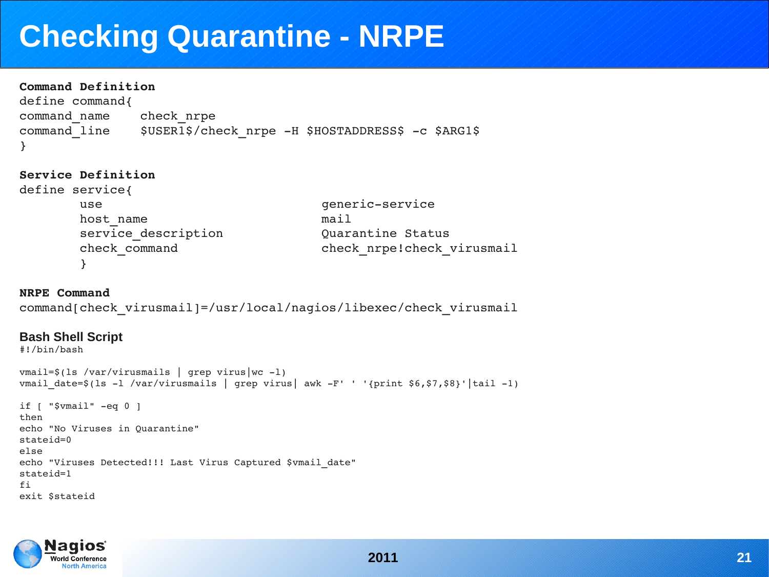# Checking Quarantine - NRPE

**Command Definition**

```
define command{
command_name    check_nrpe
command_line    $USER1$/check_nrpe -H $HOSTADDRESS$ -c $ARG1$
}
```

**Service Definition**

```
define service{
        use                         generic-service
        host_name                   mail
        service_description         Quarantine Status
        check_command               check_nrpe!check_virusmail
        }
```

**NRPE Command**

```
command[check_virusmail]=/usr/local/nagios/libexec/check_virusmail
```

**Bash Shell Script**

```
#!/bin/bash

vmail=$(ls /var/virusmails | grep virus|wc -l)
vmail_date=$(ls -l /var/virusmails | grep virus| awk -F' ' '{print $6,$7,$8}'|tail -1)

if [ "$vmail" -eq 0 ]
then
echo "No Viruses in Quarantine"
stateid=0
else
echo "Viruses Detected!!! Last Virus Captured $vmail_date"
stateid=1
fi
exit $stateid
```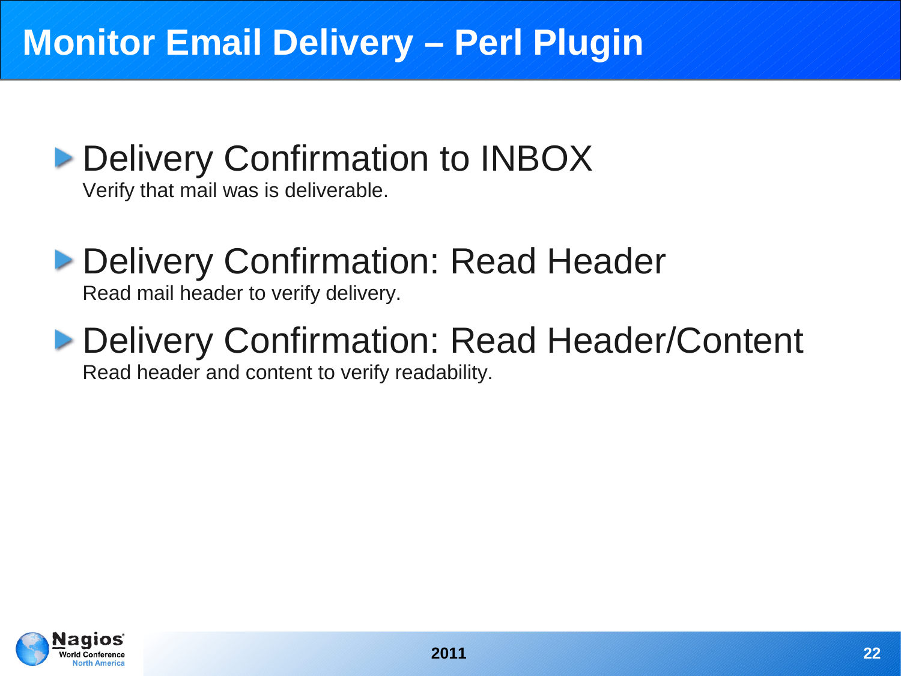# Monitor Email Delivery – Perl Plugin

- Delivery Confirmation to INBOX

  Verify that mail was is deliverable.

- Delivery Confirmation: Read Header

  Read mail header to verify delivery.

- Delivery Confirmation: Read Header/Content

  Read header and content to verify readability.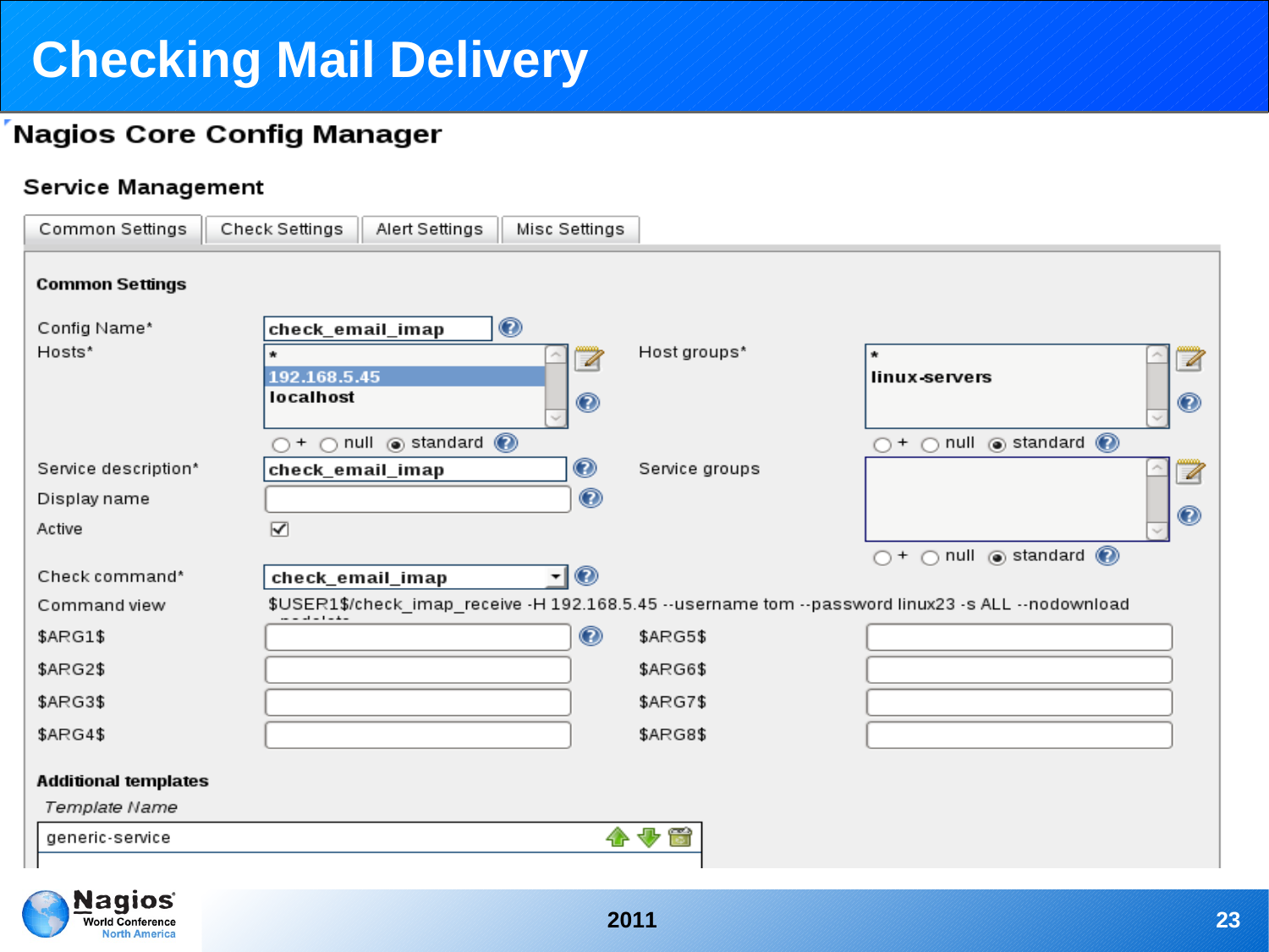# Checking Mail Delivery

## Nagios Core Config Manager

### Service Management

Common Settings | Check Settings | Alert Settings | Misc Settings

**Common Settings**

| Field | Value | Field | Value |
|---|---|---|---|
| Config Name* | check_email_imap | | |
| Hosts* | *, 192.168.5.45, localhost (○ + ○ null ◉ standard) | Host groups* | *, linux-servers (○ + ○ null ◉ standard) |
| Service description* | check_email_imap | Service groups | (○ + ○ null ◉ standard) |
| Display name | | | |
| Active | ☑ | | |
| Check command* | check_email_imap | | |
| Command view | $USER1$/check_imap_receive -H 192.168.5.45 --username tom --password linux23 -s ALL --nodownload --nodelete | | |
| $ARG1$ | | $ARG5$ | |
| $ARG2$ | | $ARG6$ | |
| $ARG3$ | | $ARG7$ | |
| $ARG4$ | | $ARG8$ | |

**Additional templates**

*Template Name*

generic-service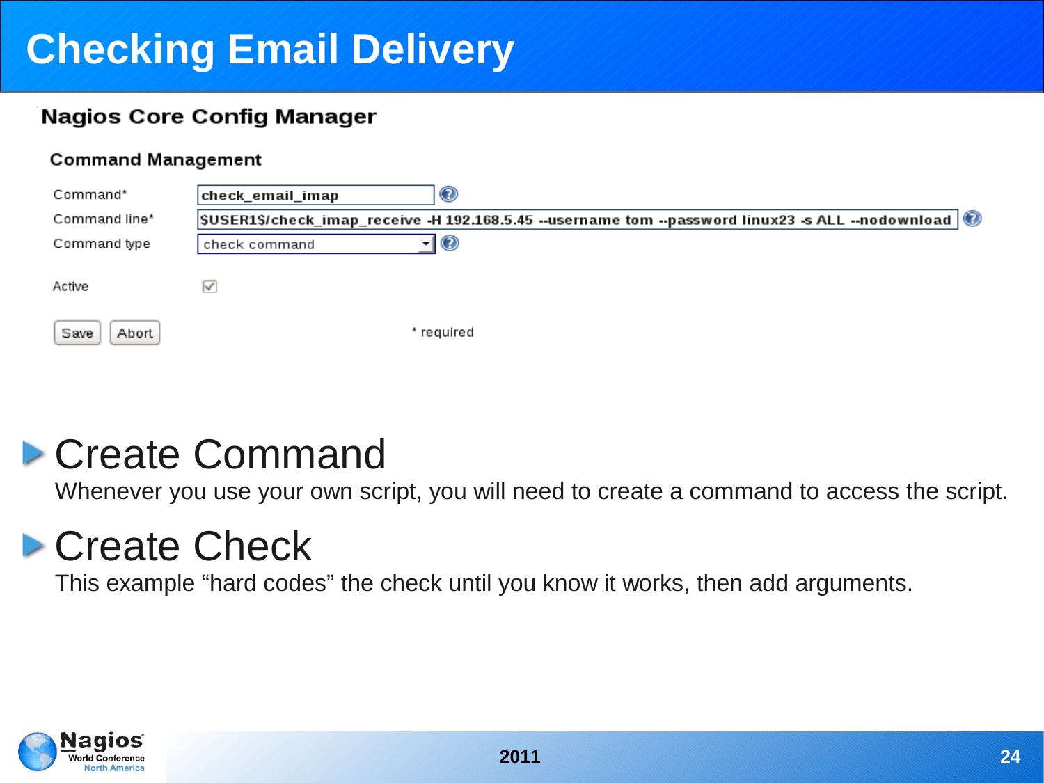# Checking Email Delivery

## Nagios Core Config Manager

### Command Management

| Field | Value |
|---|---|
| Command* | check_email_imap |
| Command line* | $USER1$/check_imap_receive -H 192.168.5.45 --username tom --password linux23 -s ALL --nodownload |
| Command type | check command |
| Active | ☑ |

Save | Abort

\* required

- **Create Command**

  Whenever you use your own script, you will need to create a command to access the script.

- **Create Check**

  This example "hard codes" the check until you know it works, then add arguments.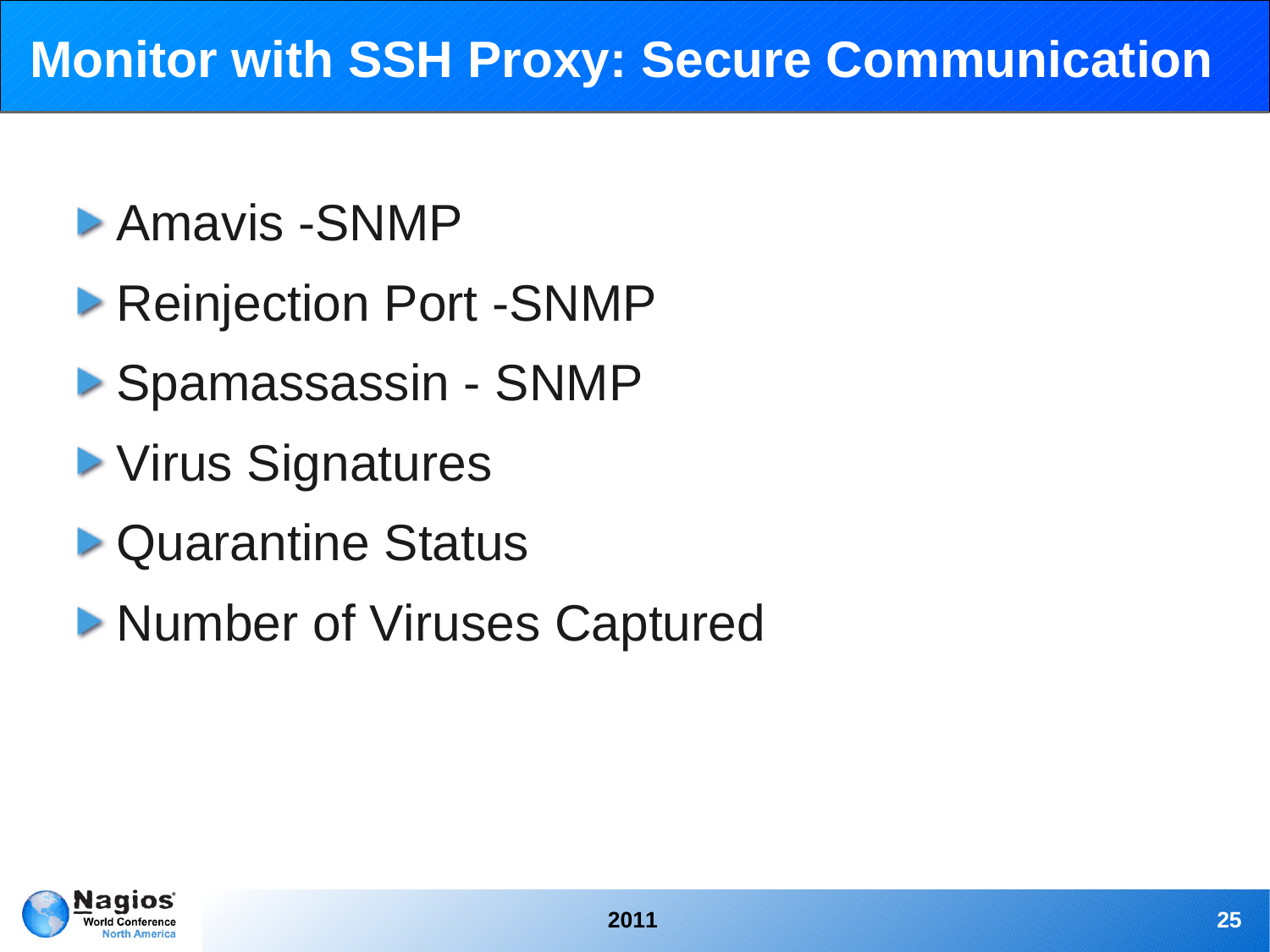# Monitor with SSH Proxy: Secure Communication

- Amavis -SNMP
- Reinjection Port -SNMP
- Spamassassin - SNMP
- Virus Signatures
- Quarantine Status
- Number of Viruses Captured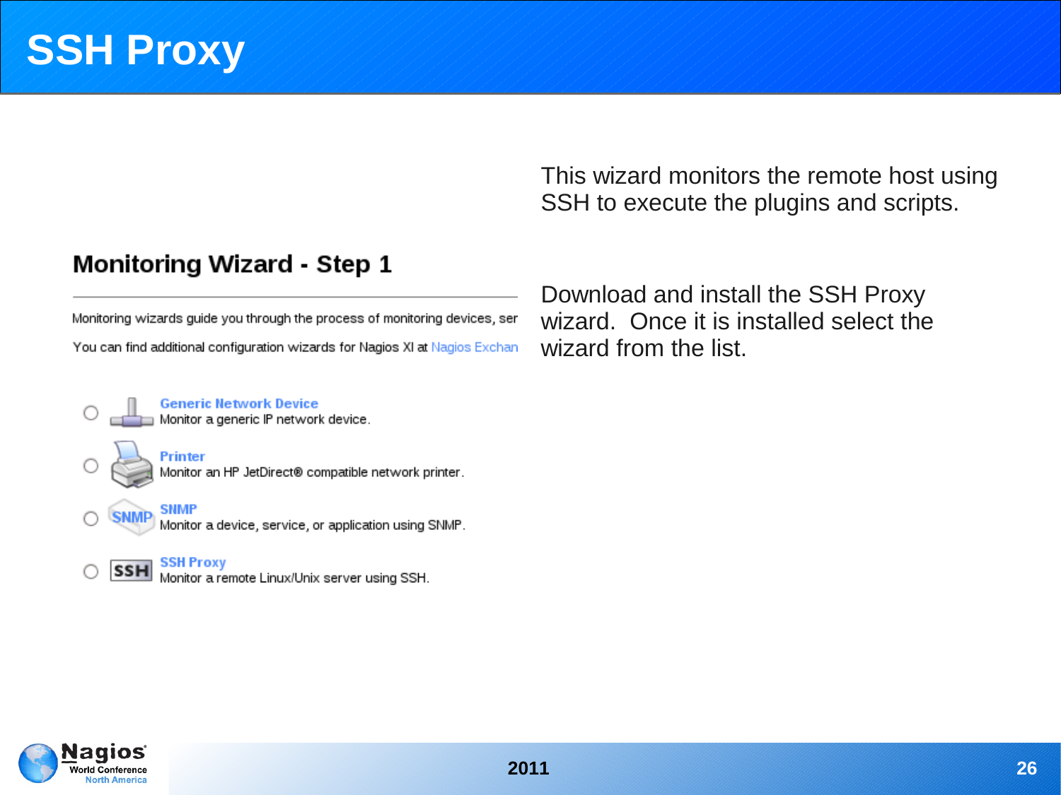# SSH Proxy

This wizard monitors the remote host using SSH to execute the plugins and scripts.

## Monitoring Wizard - Step 1

Monitoring wizards guide you through the process of monitoring devices, ser

You can find additional configuration wizards for Nagios XI at Nagios Exchan

- **Generic Network Device** — Monitor a generic IP network device.
- **Printer** — Monitor an HP JetDirect® compatible network printer.
- **SNMP** — Monitor a device, service, or application using SNMP.
- **SSH Proxy** — Monitor a remote Linux/Unix server using SSH.

Download and install the SSH Proxy wizard. Once it is installed select the wizard from the list.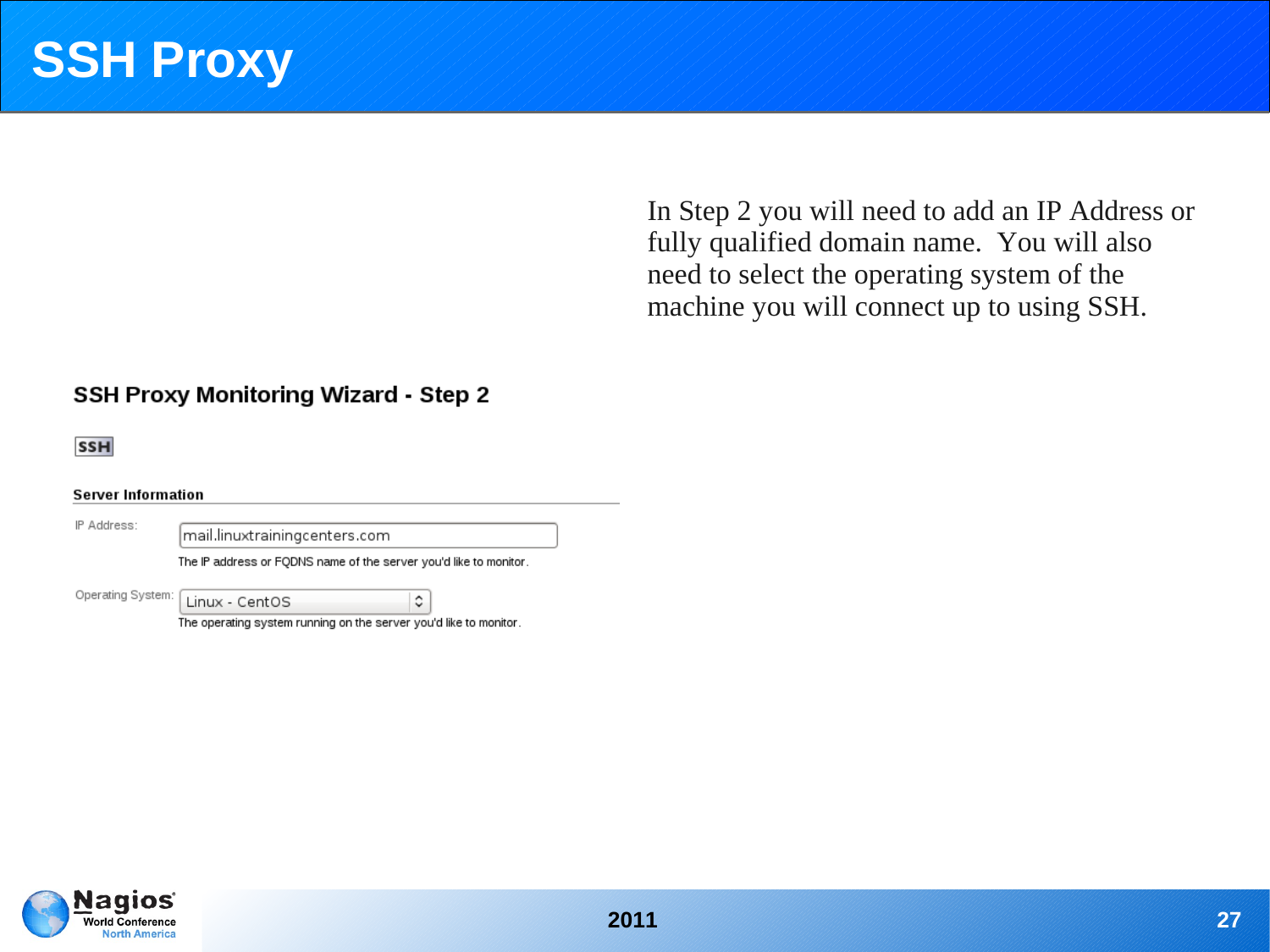# SSH Proxy

In Step 2 you will need to add an IP Address or fully qualified domain name. You will also need to select the operating system of the machine you will connect up to using SSH.

## SSH Proxy Monitoring Wizard - Step 2

SSH

**Server Information**

IP Address: mail.linuxtrainingcenters.com

The IP address or FQDNS name of the server you'd like to monitor.

Operating System: Linux - CentOS

The operating system running on the server you'd like to monitor.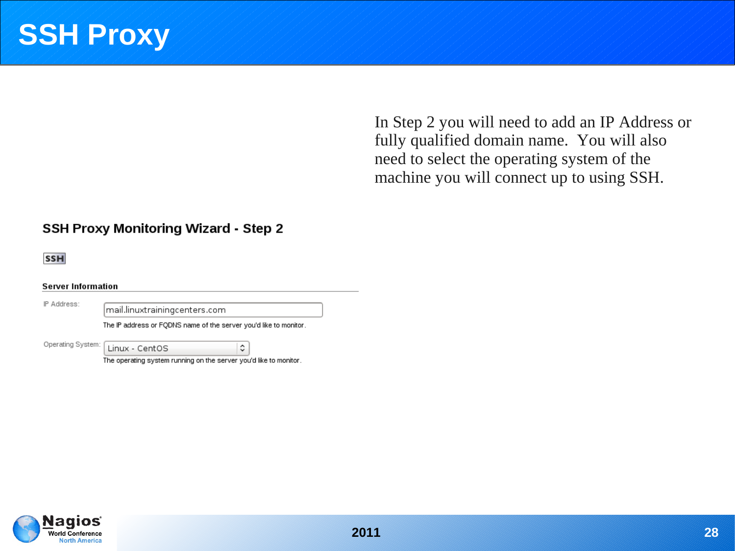# SSH Proxy

In Step 2 you will need to add an IP Address or fully qualified domain name. You will also need to select the operating system of the machine you will connect up to using SSH.

## SSH Proxy Monitoring Wizard - Step 2

SSH

**Server Information**

IP Address: mail.linuxtrainingcenters.com

The IP address or FQDNS name of the server you'd like to monitor.

Operating System: Linux - CentOS

The operating system running on the server you'd like to monitor.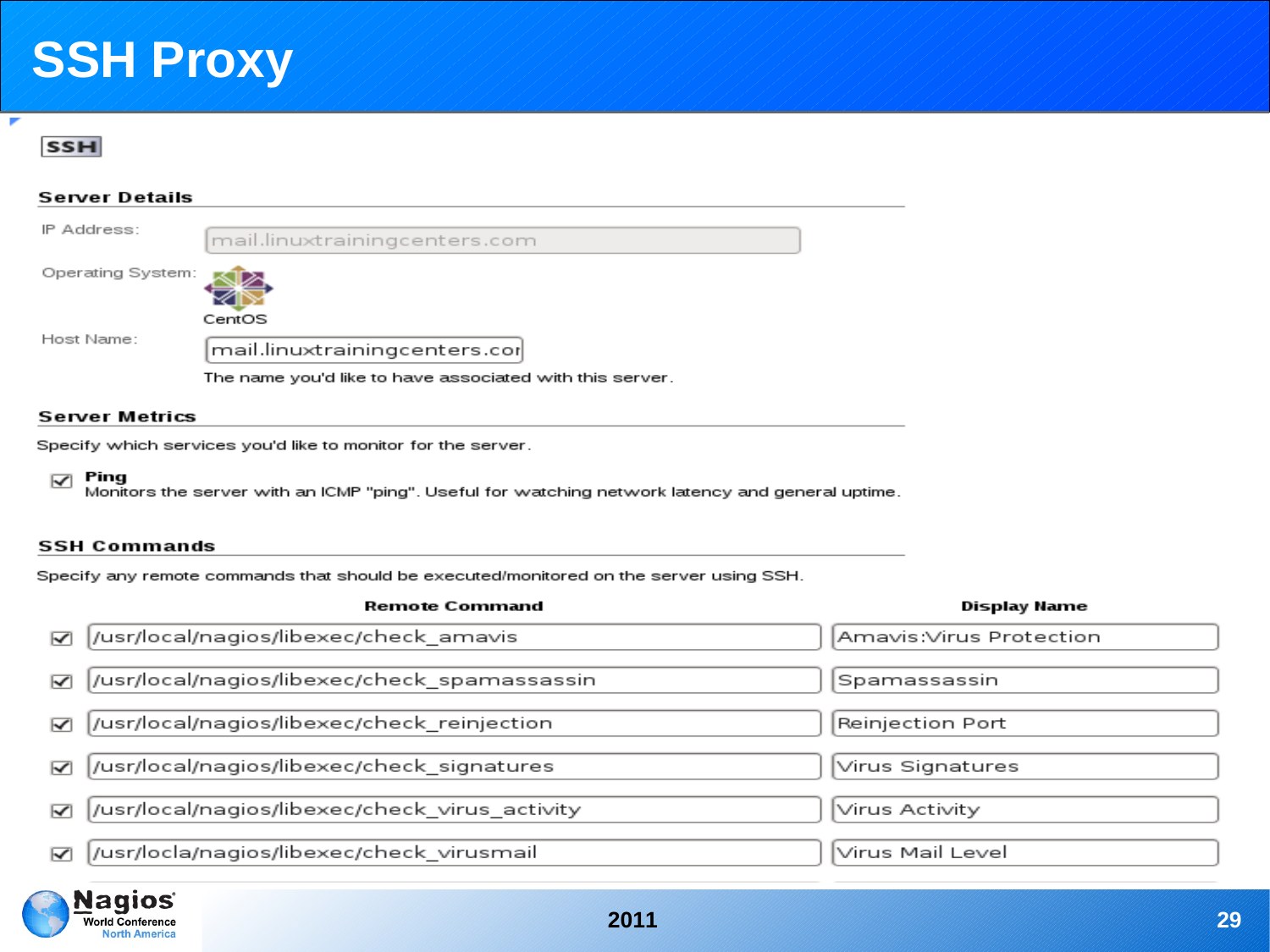# SSH Proxy

**SSH**

## Server Details

IP Address: mail.linuxtrainingcenters.com

Operating System: CentOS

Host Name: mail.linuxtrainingcenters.cor

The name you'd like to have associated with this server.

## Server Metrics

Specify which services you'd like to monitor for the server.

- [x] **Ping**
  Monitors the server with an ICMP "ping". Useful for watching network latency and general uptime.

## SSH Commands

Specify any remote commands that should be executed/monitored on the server using SSH.

| | Remote Command | Display Name |
|---|---|---|
| ☑ | /usr/local/nagios/libexec/check_amavis | Amavis:Virus Protection |
| ☑ | /usr/local/nagios/libexec/check_spamassassin | Spamassassin |
| ☑ | /usr/local/nagios/libexec/check_reinjection | Reinjection Port |
| ☑ | /usr/local/nagios/libexec/check_signatures | Virus Signatures |
| ☑ | /usr/local/nagios/libexec/check_virus_activity | Virus Activity |
| ☑ | /usr/locla/nagios/libexec/check_virusmail | Virus Mail Level |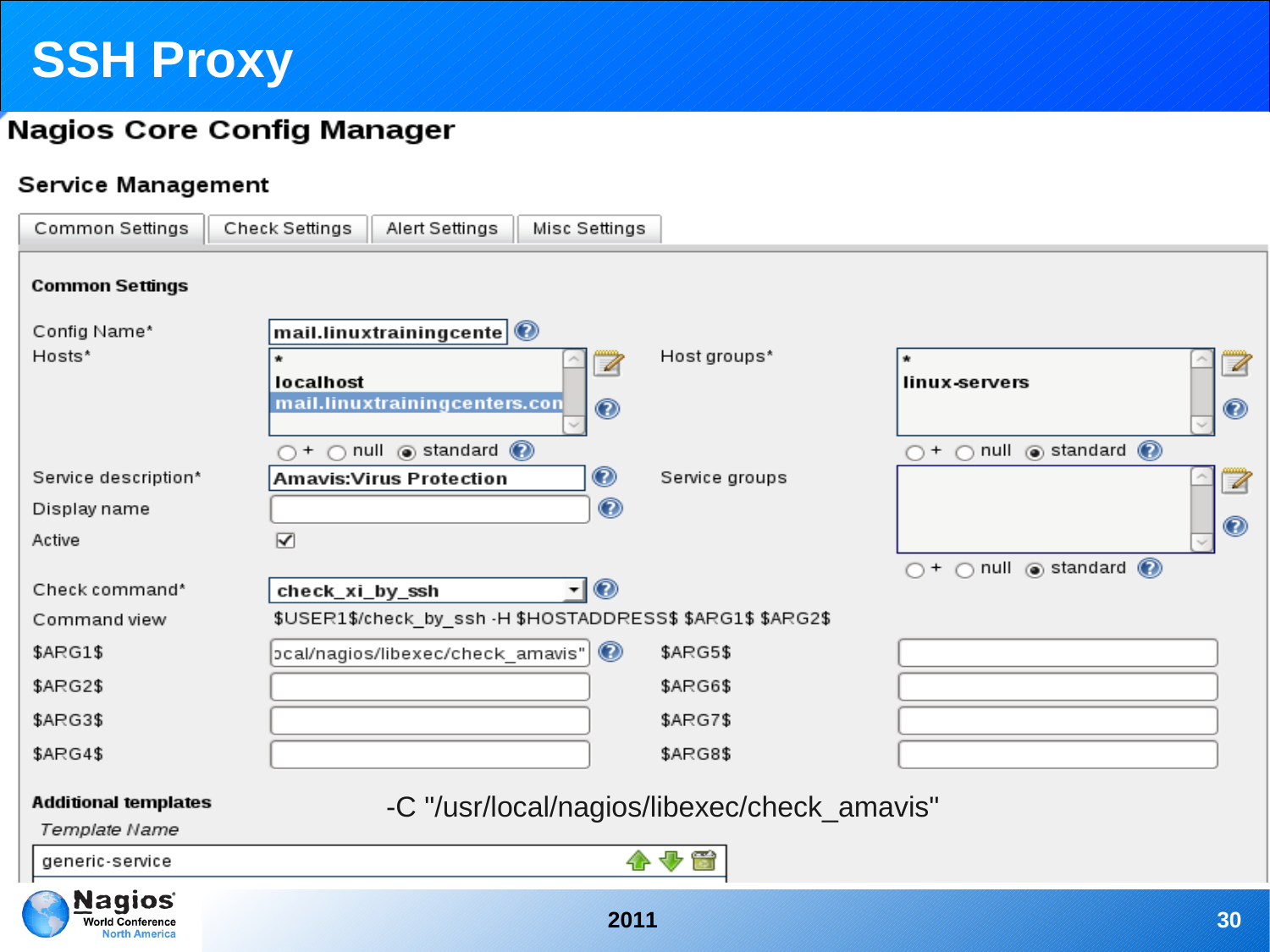# SSH Proxy

## Nagios Core Config Manager

### Service Management

Common Settings | Check Settings | Alert Settings | Misc Settings

**Common Settings**

| Field | Value | Field | Value |
|---|---|---|---|
| Config Name* | mail.linuxtrainingcente | | |
| Hosts* | * <br> localhost <br> mail.linuxtrainingcenters.con | Host groups* | * <br> linux-servers |
| | + null standard | | + null standard |
| Service description* | Amavis:Virus Protection | Service groups | |
| Display name | | | |
| Active | ☑ | | + null standard |
| Check command* | check_xi_by_ssh | | |
| Command view | $USER1$/check_by_ssh -H $HOSTADDRESS$ $ARG1$ $ARG2$ | | |
| $ARG1$ | ocal/nagios/libexec/check_amavis" | $ARG5$ | |
| $ARG2$ | | $ARG6$ | |
| $ARG3$ | | $ARG7$ | |
| $ARG4$ | | $ARG8$ | |

**Additional templates**

*Template Name*

generic-service

-C "/usr/local/nagios/libexec/check_amavis"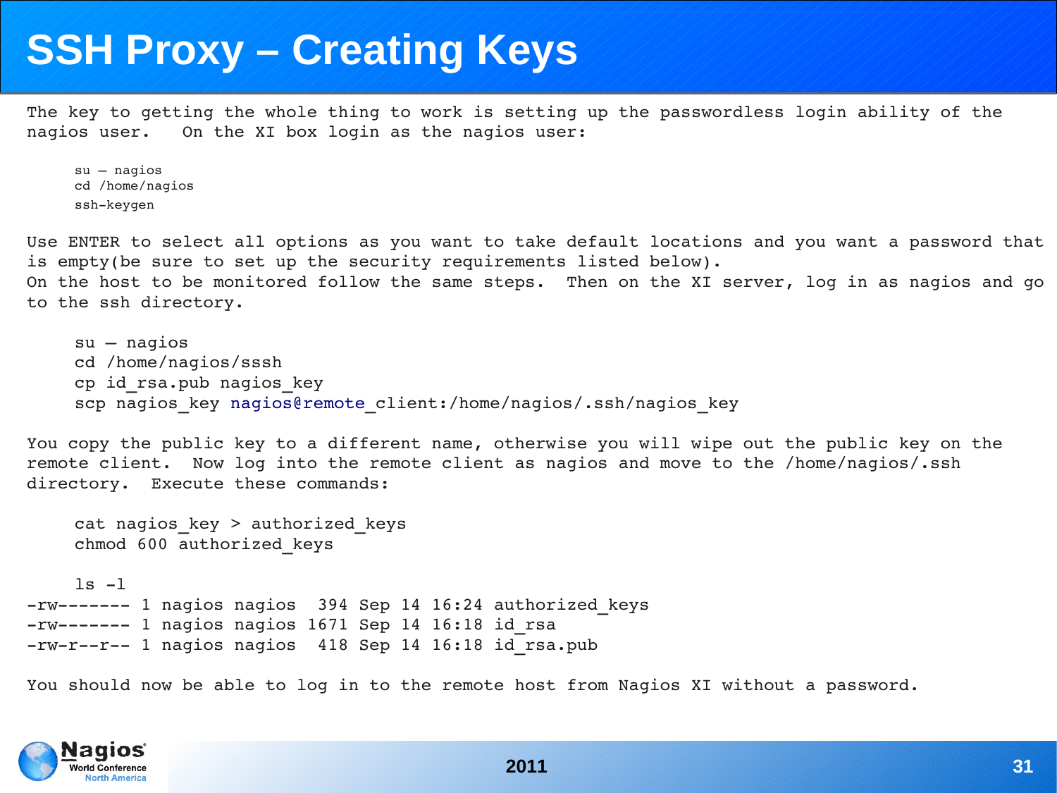# SSH Proxy – Creating Keys

The key to getting the whole thing to work is setting up the passwordless login ability of the nagios user. On the XI box login as the nagios user:

```
su – nagios
cd /home/nagios
ssh-keygen
```

Use ENTER to select all options as you want to take default locations and you want a password that is empty(be sure to set up the security requirements listed below).
On the host to be monitored follow the same steps. Then on the XI server, log in as nagios and go to the ssh directory.

```
su – nagios
cd /home/nagios/sssh
cp id_rsa.pub nagios_key
scp nagios_key nagios@remote_client:/home/nagios/.ssh/nagios_key
```

You copy the public key to a different name, otherwise you will wipe out the public key on the remote client. Now log into the remote client as nagios and move to the /home/nagios/.ssh directory. Execute these commands:

```
cat nagios_key > authorized_keys
chmod 600 authorized_keys

ls -l
-rw------- 1 nagios nagios  394 Sep 14 16:24 authorized_keys
-rw------- 1 nagios nagios 1671 Sep 14 16:18 id_rsa
-rw-r--r-- 1 nagios nagios  418 Sep 14 16:18 id_rsa.pub
```

You should now be able to log in to the remote host from Nagios XI without a password.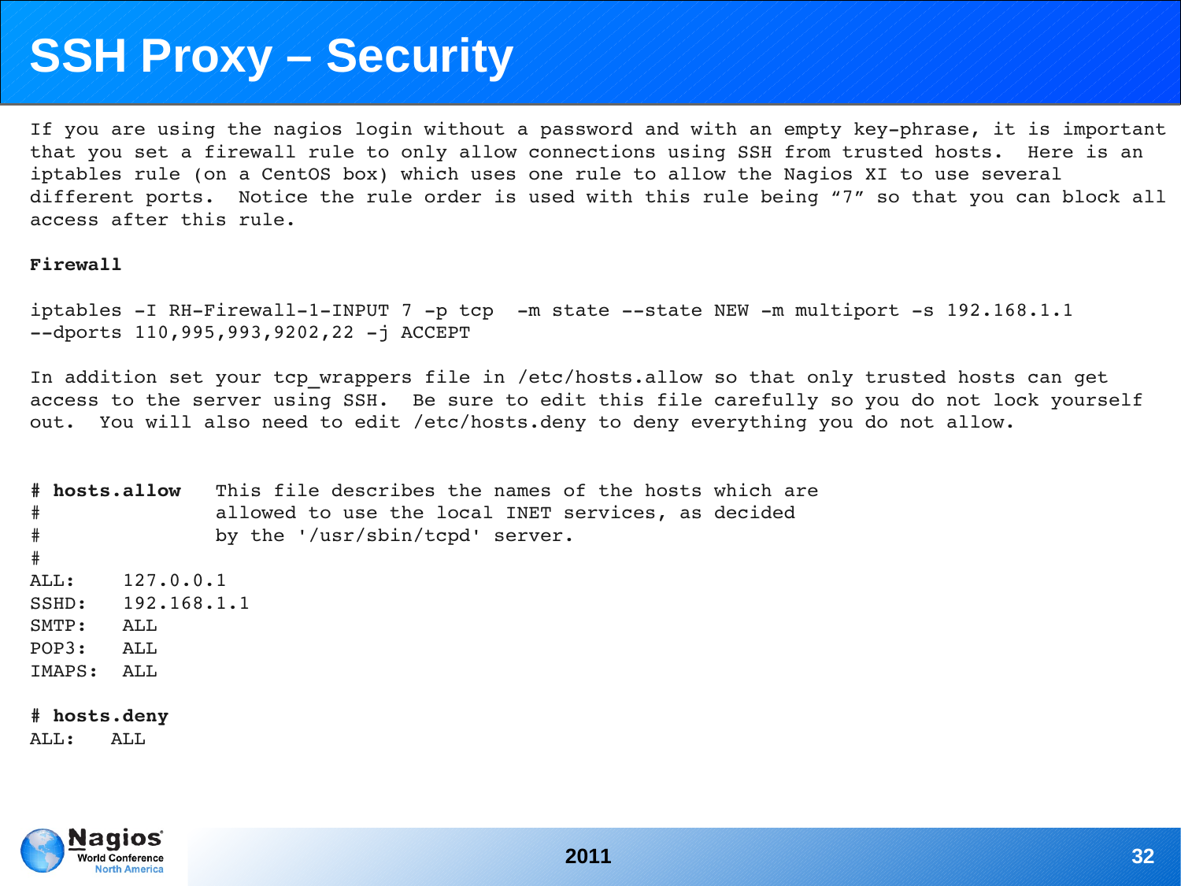# SSH Proxy – Security

If you are using the nagios login without a password and with an empty key-phrase, it is important that you set a firewall rule to only allow connections using SSH from trusted hosts. Here is an iptables rule (on a CentOS box) which uses one rule to allow the Nagios XI to use several different ports. Notice the rule order is used with this rule being "7" so that you can block all access after this rule.

**Firewall**

```
iptables -I RH-Firewall-1-INPUT 7 -p tcp  -m state --state NEW -m multiport -s 192.168.1.1
--dports 110,995,993,9202,22 -j ACCEPT
```

In addition set your tcp_wrappers file in /etc/hosts.allow so that only trusted hosts can get access to the server using SSH. Be sure to edit this file carefully so you do not lock yourself out. You will also need to edit /etc/hosts.deny to deny everything you do not allow.

```
# hosts.allow   This file describes the names of the hosts which are
#               allowed to use the local INET services, as decided
#               by the '/usr/sbin/tcpd' server.
#
ALL:    127.0.0.1
SSHD:   192.168.1.1
SMTP:   ALL
POP3:   ALL
IMAPS:  ALL

# hosts.deny
ALL:   ALL
```